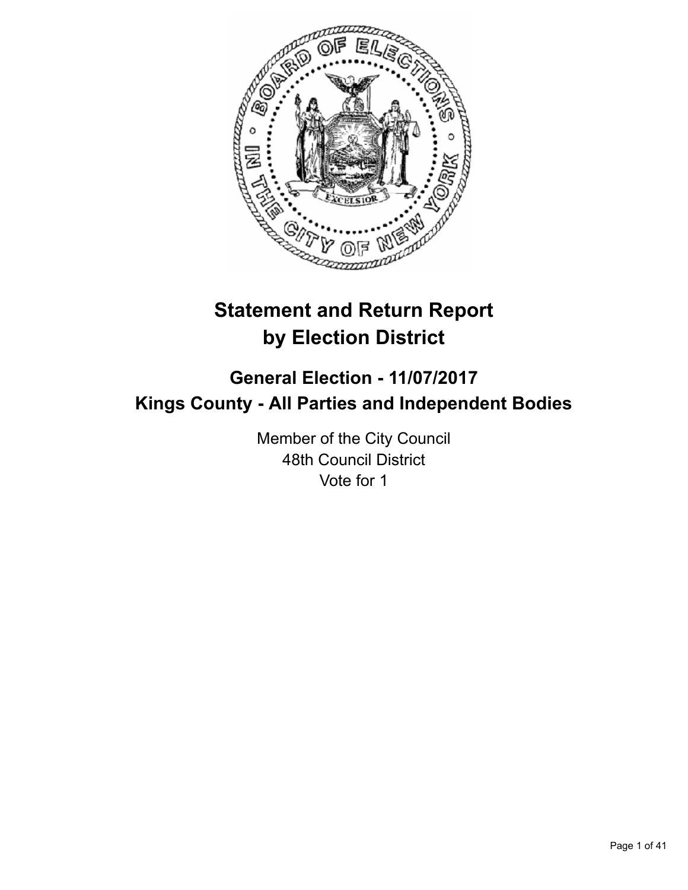# Statement and Return Report by Election District

## General Election - 11/07/2017
## Kings County - All Parties and Independent Bodies

Member of the City Council
48th Council District
Vote for 1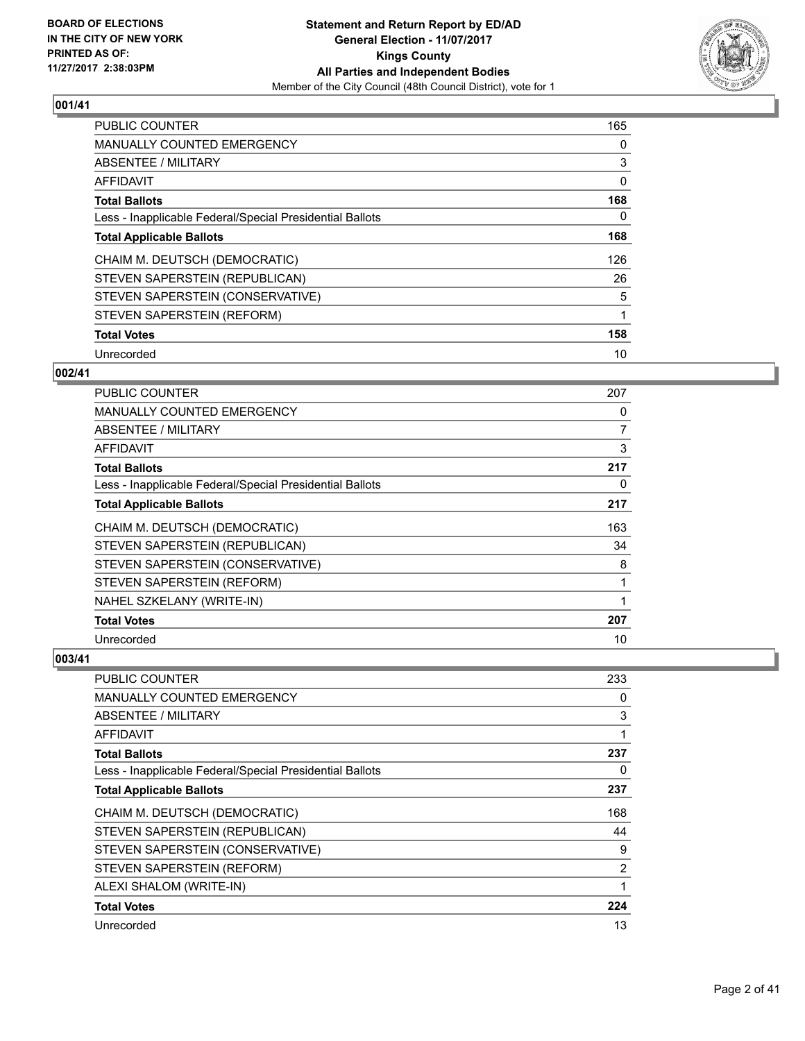## 001/41

| | |
|---|---|
| PUBLIC COUNTER | 165 |
| MANUALLY COUNTED EMERGENCY | 0 |
| ABSENTEE / MILITARY | 3 |
| AFFIDAVIT | 0 |
| **Total Ballots** | **168** |
| Less - Inapplicable Federal/Special Presidential Ballots | 0 |
| **Total Applicable Ballots** | **168** |
| CHAIM M. DEUTSCH (DEMOCRATIC) | 126 |
| STEVEN SAPERSTEIN (REPUBLICAN) | 26 |
| STEVEN SAPERSTEIN (CONSERVATIVE) | 5 |
| STEVEN SAPERSTEIN (REFORM) | 1 |
| **Total Votes** | **158** |
| Unrecorded | 10 |

## 002/41

| | |
|---|---|
| PUBLIC COUNTER | 207 |
| MANUALLY COUNTED EMERGENCY | 0 |
| ABSENTEE / MILITARY | 7 |
| AFFIDAVIT | 3 |
| **Total Ballots** | **217** |
| Less - Inapplicable Federal/Special Presidential Ballots | 0 |
| **Total Applicable Ballots** | **217** |
| CHAIM M. DEUTSCH (DEMOCRATIC) | 163 |
| STEVEN SAPERSTEIN (REPUBLICAN) | 34 |
| STEVEN SAPERSTEIN (CONSERVATIVE) | 8 |
| STEVEN SAPERSTEIN (REFORM) | 1 |
| NAHEL SZKELANY (WRITE-IN) | 1 |
| **Total Votes** | **207** |
| Unrecorded | 10 |

## 003/41

| | |
|---|---|
| PUBLIC COUNTER | 233 |
| MANUALLY COUNTED EMERGENCY | 0 |
| ABSENTEE / MILITARY | 3 |
| AFFIDAVIT | 1 |
| **Total Ballots** | **237** |
| Less - Inapplicable Federal/Special Presidential Ballots | 0 |
| **Total Applicable Ballots** | **237** |
| CHAIM M. DEUTSCH (DEMOCRATIC) | 168 |
| STEVEN SAPERSTEIN (REPUBLICAN) | 44 |
| STEVEN SAPERSTEIN (CONSERVATIVE) | 9 |
| STEVEN SAPERSTEIN (REFORM) | 2 |
| ALEXI SHALOM (WRITE-IN) | 1 |
| **Total Votes** | **224** |
| Unrecorded | 13 |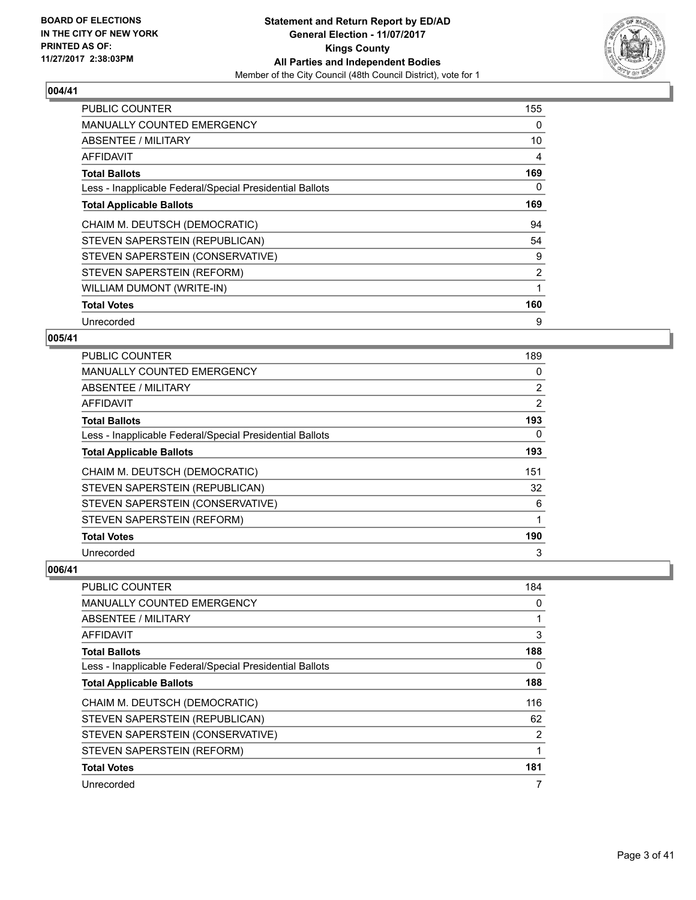## 004/41

| | |
|---|---|
| PUBLIC COUNTER | 155 |
| MANUALLY COUNTED EMERGENCY | 0 |
| ABSENTEE / MILITARY | 10 |
| AFFIDAVIT | 4 |
| **Total Ballots** | **169** |
| Less - Inapplicable Federal/Special Presidential Ballots | 0 |
| **Total Applicable Ballots** | **169** |
| CHAIM M. DEUTSCH (DEMOCRATIC) | 94 |
| STEVEN SAPERSTEIN (REPUBLICAN) | 54 |
| STEVEN SAPERSTEIN (CONSERVATIVE) | 9 |
| STEVEN SAPERSTEIN (REFORM) | 2 |
| WILLIAM DUMONT (WRITE-IN) | 1 |
| **Total Votes** | **160** |
| Unrecorded | 9 |

## 005/41

| | |
|---|---|
| PUBLIC COUNTER | 189 |
| MANUALLY COUNTED EMERGENCY | 0 |
| ABSENTEE / MILITARY | 2 |
| AFFIDAVIT | 2 |
| **Total Ballots** | **193** |
| Less - Inapplicable Federal/Special Presidential Ballots | 0 |
| **Total Applicable Ballots** | **193** |
| CHAIM M. DEUTSCH (DEMOCRATIC) | 151 |
| STEVEN SAPERSTEIN (REPUBLICAN) | 32 |
| STEVEN SAPERSTEIN (CONSERVATIVE) | 6 |
| STEVEN SAPERSTEIN (REFORM) | 1 |
| **Total Votes** | **190** |
| Unrecorded | 3 |

## 006/41

| | |
|---|---|
| PUBLIC COUNTER | 184 |
| MANUALLY COUNTED EMERGENCY | 0 |
| ABSENTEE / MILITARY | 1 |
| AFFIDAVIT | 3 |
| **Total Ballots** | **188** |
| Less - Inapplicable Federal/Special Presidential Ballots | 0 |
| **Total Applicable Ballots** | **188** |
| CHAIM M. DEUTSCH (DEMOCRATIC) | 116 |
| STEVEN SAPERSTEIN (REPUBLICAN) | 62 |
| STEVEN SAPERSTEIN (CONSERVATIVE) | 2 |
| STEVEN SAPERSTEIN (REFORM) | 1 |
| **Total Votes** | **181** |
| Unrecorded | 7 |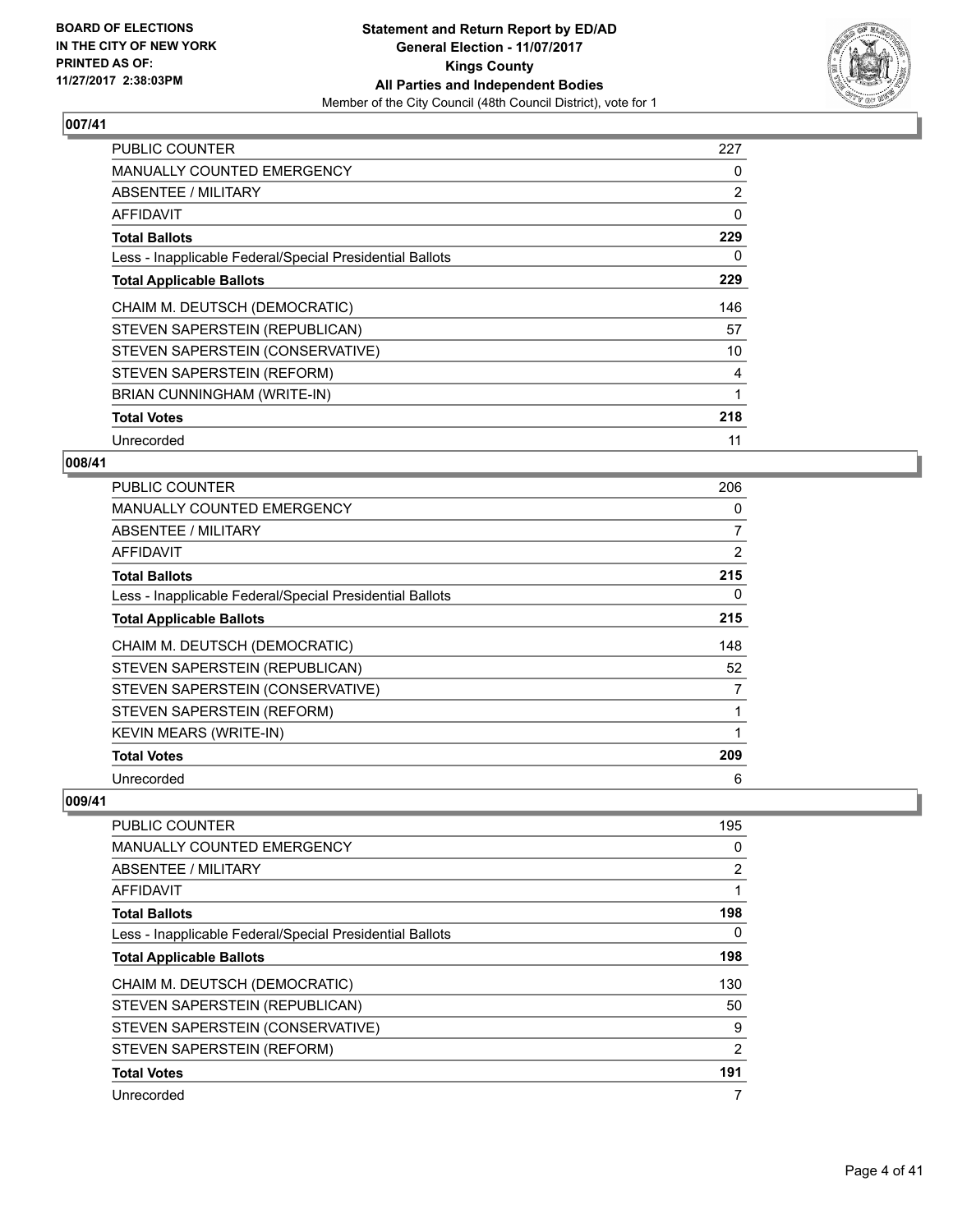## 007/41

| | |
|---|---|
| PUBLIC COUNTER | 227 |
| MANUALLY COUNTED EMERGENCY | 0 |
| ABSENTEE / MILITARY | 2 |
| AFFIDAVIT | 0 |
| **Total Ballots** | **229** |
| Less - Inapplicable Federal/Special Presidential Ballots | 0 |
| **Total Applicable Ballots** | **229** |
| CHAIM M. DEUTSCH (DEMOCRATIC) | 146 |
| STEVEN SAPERSTEIN (REPUBLICAN) | 57 |
| STEVEN SAPERSTEIN (CONSERVATIVE) | 10 |
| STEVEN SAPERSTEIN (REFORM) | 4 |
| BRIAN CUNNINGHAM (WRITE-IN) | 1 |
| **Total Votes** | **218** |
| Unrecorded | 11 |

## 008/41

| | |
|---|---|
| PUBLIC COUNTER | 206 |
| MANUALLY COUNTED EMERGENCY | 0 |
| ABSENTEE / MILITARY | 7 |
| AFFIDAVIT | 2 |
| **Total Ballots** | **215** |
| Less - Inapplicable Federal/Special Presidential Ballots | 0 |
| **Total Applicable Ballots** | **215** |
| CHAIM M. DEUTSCH (DEMOCRATIC) | 148 |
| STEVEN SAPERSTEIN (REPUBLICAN) | 52 |
| STEVEN SAPERSTEIN (CONSERVATIVE) | 7 |
| STEVEN SAPERSTEIN (REFORM) | 1 |
| KEVIN MEARS (WRITE-IN) | 1 |
| **Total Votes** | **209** |
| Unrecorded | 6 |

## 009/41

| | |
|---|---|
| PUBLIC COUNTER | 195 |
| MANUALLY COUNTED EMERGENCY | 0 |
| ABSENTEE / MILITARY | 2 |
| AFFIDAVIT | 1 |
| **Total Ballots** | **198** |
| Less - Inapplicable Federal/Special Presidential Ballots | 0 |
| **Total Applicable Ballots** | **198** |
| CHAIM M. DEUTSCH (DEMOCRATIC) | 130 |
| STEVEN SAPERSTEIN (REPUBLICAN) | 50 |
| STEVEN SAPERSTEIN (CONSERVATIVE) | 9 |
| STEVEN SAPERSTEIN (REFORM) | 2 |
| **Total Votes** | **191** |
| Unrecorded | 7 |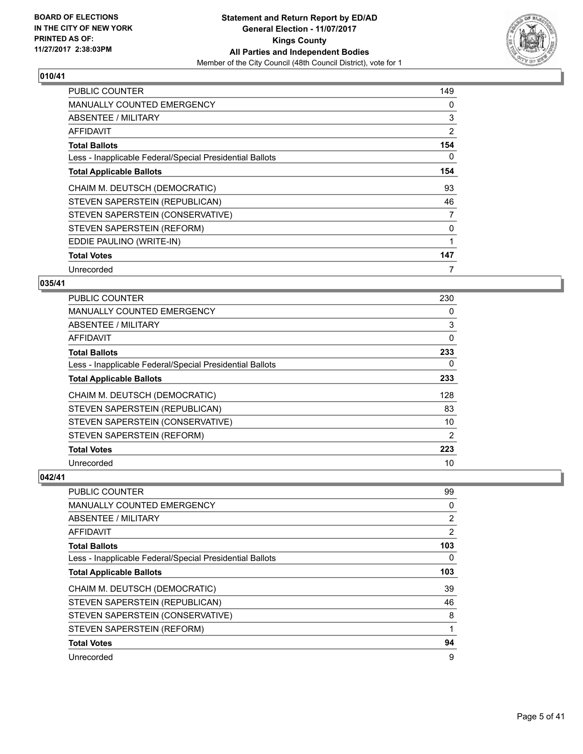**BOARD OF ELECTIONS IN THE CITY OF NEW YORK PRINTED AS OF: 11/27/2017 2:38:03PM**

**Statement and Return Report by ED/AD**
**General Election - 11/07/2017**
**Kings County**
**All Parties and Independent Bodies**
Member of the City Council (48th Council District), vote for 1

### 010/41

| | |
|---|---|
| PUBLIC COUNTER | 149 |
| MANUALLY COUNTED EMERGENCY | 0 |
| ABSENTEE / MILITARY | 3 |
| AFFIDAVIT | 2 |
| **Total Ballots** | **154** |
| Less - Inapplicable Federal/Special Presidential Ballots | 0 |
| **Total Applicable Ballots** | **154** |
| CHAIM M. DEUTSCH (DEMOCRATIC) | 93 |
| STEVEN SAPERSTEIN (REPUBLICAN) | 46 |
| STEVEN SAPERSTEIN (CONSERVATIVE) | 7 |
| STEVEN SAPERSTEIN (REFORM) | 0 |
| EDDIE PAULINO (WRITE-IN) | 1 |
| **Total Votes** | **147** |
| Unrecorded | 7 |

### 035/41

| | |
|---|---|
| PUBLIC COUNTER | 230 |
| MANUALLY COUNTED EMERGENCY | 0 |
| ABSENTEE / MILITARY | 3 |
| AFFIDAVIT | 0 |
| **Total Ballots** | **233** |
| Less - Inapplicable Federal/Special Presidential Ballots | 0 |
| **Total Applicable Ballots** | **233** |
| CHAIM M. DEUTSCH (DEMOCRATIC) | 128 |
| STEVEN SAPERSTEIN (REPUBLICAN) | 83 |
| STEVEN SAPERSTEIN (CONSERVATIVE) | 10 |
| STEVEN SAPERSTEIN (REFORM) | 2 |
| **Total Votes** | **223** |
| Unrecorded | 10 |

### 042/41

| | |
|---|---|
| PUBLIC COUNTER | 99 |
| MANUALLY COUNTED EMERGENCY | 0 |
| ABSENTEE / MILITARY | 2 |
| AFFIDAVIT | 2 |
| **Total Ballots** | **103** |
| Less - Inapplicable Federal/Special Presidential Ballots | 0 |
| **Total Applicable Ballots** | **103** |
| CHAIM M. DEUTSCH (DEMOCRATIC) | 39 |
| STEVEN SAPERSTEIN (REPUBLICAN) | 46 |
| STEVEN SAPERSTEIN (CONSERVATIVE) | 8 |
| STEVEN SAPERSTEIN (REFORM) | 1 |
| **Total Votes** | **94** |
| Unrecorded | 9 |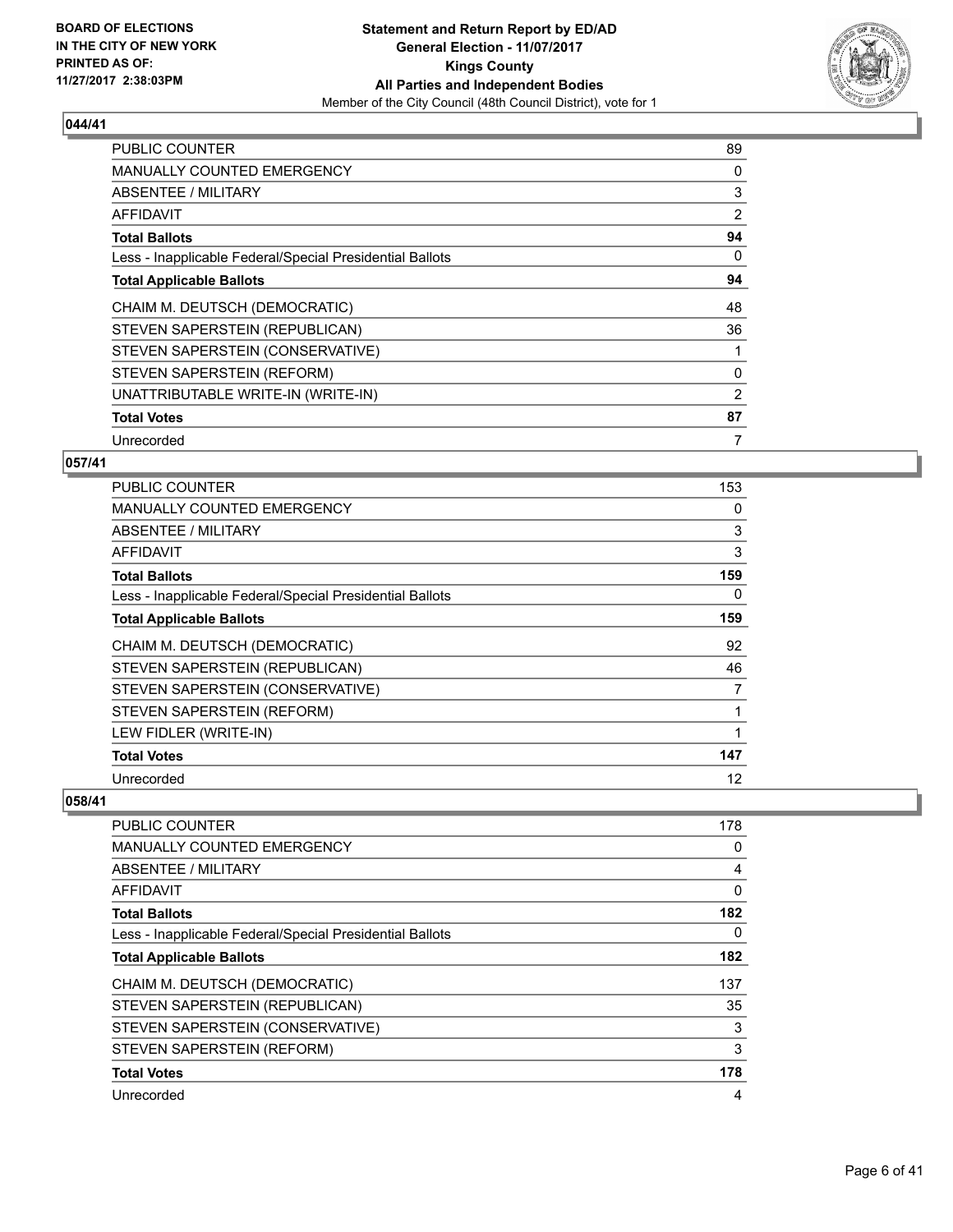## 044/41

| | |
|---|---|
| PUBLIC COUNTER | 89 |
| MANUALLY COUNTED EMERGENCY | 0 |
| ABSENTEE / MILITARY | 3 |
| AFFIDAVIT | 2 |
| **Total Ballots** | **94** |
| Less - Inapplicable Federal/Special Presidential Ballots | 0 |
| **Total Applicable Ballots** | **94** |
| CHAIM M. DEUTSCH (DEMOCRATIC) | 48 |
| STEVEN SAPERSTEIN (REPUBLICAN) | 36 |
| STEVEN SAPERSTEIN (CONSERVATIVE) | 1 |
| STEVEN SAPERSTEIN (REFORM) | 0 |
| UNATTRIBUTABLE WRITE-IN (WRITE-IN) | 2 |
| **Total Votes** | **87** |
| Unrecorded | 7 |

## 057/41

| | |
|---|---|
| PUBLIC COUNTER | 153 |
| MANUALLY COUNTED EMERGENCY | 0 |
| ABSENTEE / MILITARY | 3 |
| AFFIDAVIT | 3 |
| **Total Ballots** | **159** |
| Less - Inapplicable Federal/Special Presidential Ballots | 0 |
| **Total Applicable Ballots** | **159** |
| CHAIM M. DEUTSCH (DEMOCRATIC) | 92 |
| STEVEN SAPERSTEIN (REPUBLICAN) | 46 |
| STEVEN SAPERSTEIN (CONSERVATIVE) | 7 |
| STEVEN SAPERSTEIN (REFORM) | 1 |
| LEW FIDLER (WRITE-IN) | 1 |
| **Total Votes** | **147** |
| Unrecorded | 12 |

## 058/41

| | |
|---|---|
| PUBLIC COUNTER | 178 |
| MANUALLY COUNTED EMERGENCY | 0 |
| ABSENTEE / MILITARY | 4 |
| AFFIDAVIT | 0 |
| **Total Ballots** | **182** |
| Less - Inapplicable Federal/Special Presidential Ballots | 0 |
| **Total Applicable Ballots** | **182** |
| CHAIM M. DEUTSCH (DEMOCRATIC) | 137 |
| STEVEN SAPERSTEIN (REPUBLICAN) | 35 |
| STEVEN SAPERSTEIN (CONSERVATIVE) | 3 |
| STEVEN SAPERSTEIN (REFORM) | 3 |
| **Total Votes** | **178** |
| Unrecorded | 4 |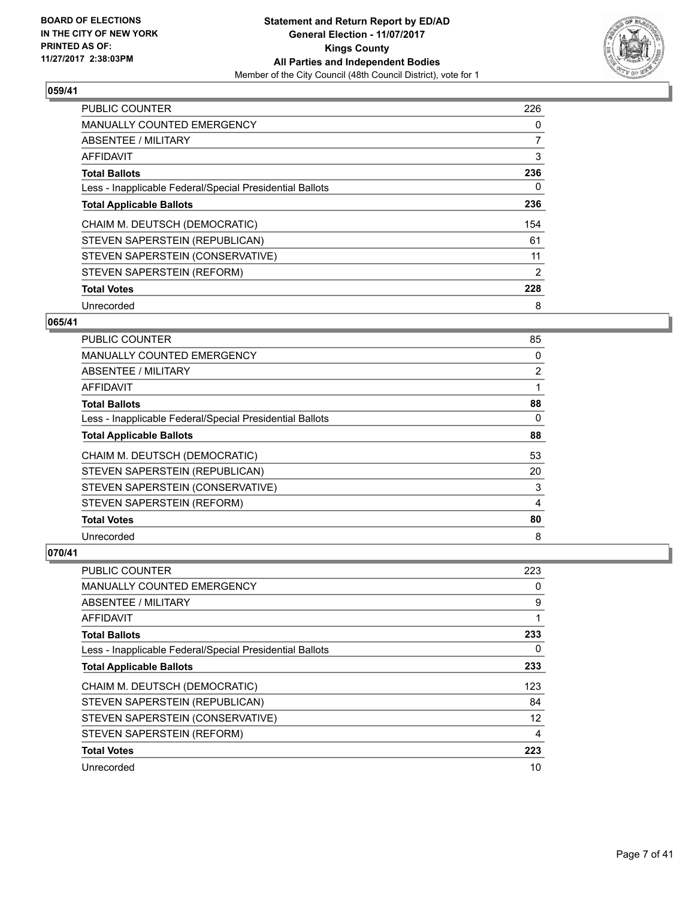**BOARD OF ELECTIONS IN THE CITY OF NEW YORK PRINTED AS OF: 11/27/2017 2:38:03PM**

# Statement and Return Report by ED/AD
## General Election - 11/07/2017
## Kings County
## All Parties and Independent Bodies
Member of the City Council (48th Council District), vote for 1

### 059/41

| | |
|---|---|
| PUBLIC COUNTER | 226 |
| MANUALLY COUNTED EMERGENCY | 0 |
| ABSENTEE / MILITARY | 7 |
| AFFIDAVIT | 3 |
| **Total Ballots** | **236** |
| Less - Inapplicable Federal/Special Presidential Ballots | 0 |
| **Total Applicable Ballots** | **236** |
| CHAIM M. DEUTSCH (DEMOCRATIC) | 154 |
| STEVEN SAPERSTEIN (REPUBLICAN) | 61 |
| STEVEN SAPERSTEIN (CONSERVATIVE) | 11 |
| STEVEN SAPERSTEIN (REFORM) | 2 |
| **Total Votes** | **228** |
| Unrecorded | 8 |

### 065/41

| | |
|---|---|
| PUBLIC COUNTER | 85 |
| MANUALLY COUNTED EMERGENCY | 0 |
| ABSENTEE / MILITARY | 2 |
| AFFIDAVIT | 1 |
| **Total Ballots** | **88** |
| Less - Inapplicable Federal/Special Presidential Ballots | 0 |
| **Total Applicable Ballots** | **88** |
| CHAIM M. DEUTSCH (DEMOCRATIC) | 53 |
| STEVEN SAPERSTEIN (REPUBLICAN) | 20 |
| STEVEN SAPERSTEIN (CONSERVATIVE) | 3 |
| STEVEN SAPERSTEIN (REFORM) | 4 |
| **Total Votes** | **80** |
| Unrecorded | 8 |

### 070/41

| | |
|---|---|
| PUBLIC COUNTER | 223 |
| MANUALLY COUNTED EMERGENCY | 0 |
| ABSENTEE / MILITARY | 9 |
| AFFIDAVIT | 1 |
| **Total Ballots** | **233** |
| Less - Inapplicable Federal/Special Presidential Ballots | 0 |
| **Total Applicable Ballots** | **233** |
| CHAIM M. DEUTSCH (DEMOCRATIC) | 123 |
| STEVEN SAPERSTEIN (REPUBLICAN) | 84 |
| STEVEN SAPERSTEIN (CONSERVATIVE) | 12 |
| STEVEN SAPERSTEIN (REFORM) | 4 |
| **Total Votes** | **223** |
| Unrecorded | 10 |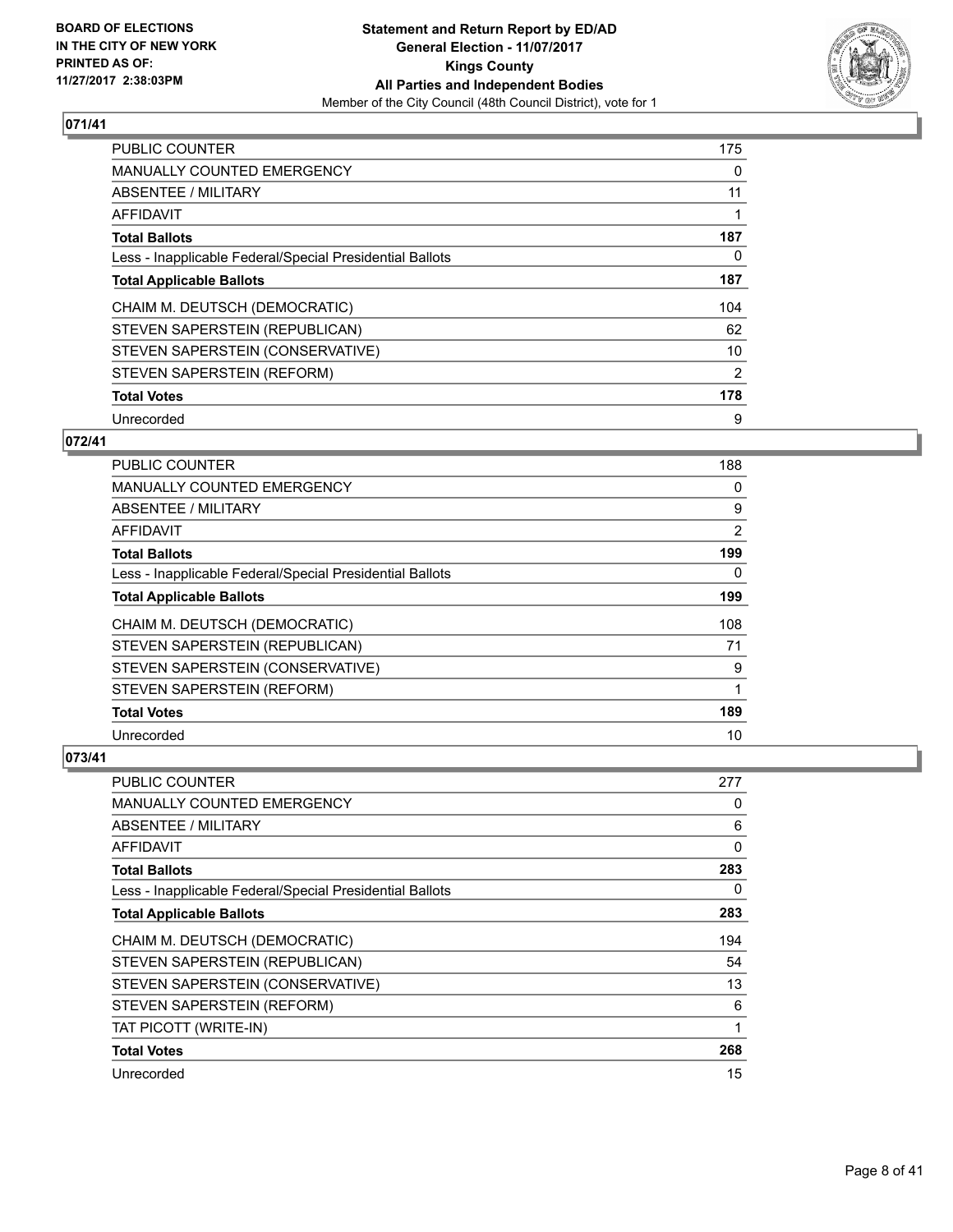**BOARD OF ELECTIONS**
**IN THE CITY OF NEW YORK**
**PRINTED AS OF:**
**11/27/2017 2:38:03PM**

**Statement and Return Report by ED/AD**
**General Election - 11/07/2017**
**Kings County**
**All Parties and Independent Bodies**
Member of the City Council (48th Council District), vote for 1

## 071/41

| | |
|---|---|
| PUBLIC COUNTER | 175 |
| MANUALLY COUNTED EMERGENCY | 0 |
| ABSENTEE / MILITARY | 11 |
| AFFIDAVIT | 1 |
| **Total Ballots** | **187** |
| Less - Inapplicable Federal/Special Presidential Ballots | 0 |
| **Total Applicable Ballots** | **187** |
| CHAIM M. DEUTSCH (DEMOCRATIC) | 104 |
| STEVEN SAPERSTEIN (REPUBLICAN) | 62 |
| STEVEN SAPERSTEIN (CONSERVATIVE) | 10 |
| STEVEN SAPERSTEIN (REFORM) | 2 |
| **Total Votes** | **178** |
| Unrecorded | 9 |

## 072/41

| | |
|---|---|
| PUBLIC COUNTER | 188 |
| MANUALLY COUNTED EMERGENCY | 0 |
| ABSENTEE / MILITARY | 9 |
| AFFIDAVIT | 2 |
| **Total Ballots** | **199** |
| Less - Inapplicable Federal/Special Presidential Ballots | 0 |
| **Total Applicable Ballots** | **199** |
| CHAIM M. DEUTSCH (DEMOCRATIC) | 108 |
| STEVEN SAPERSTEIN (REPUBLICAN) | 71 |
| STEVEN SAPERSTEIN (CONSERVATIVE) | 9 |
| STEVEN SAPERSTEIN (REFORM) | 1 |
| **Total Votes** | **189** |
| Unrecorded | 10 |

## 073/41

| | |
|---|---|
| PUBLIC COUNTER | 277 |
| MANUALLY COUNTED EMERGENCY | 0 |
| ABSENTEE / MILITARY | 6 |
| AFFIDAVIT | 0 |
| **Total Ballots** | **283** |
| Less - Inapplicable Federal/Special Presidential Ballots | 0 |
| **Total Applicable Ballots** | **283** |
| CHAIM M. DEUTSCH (DEMOCRATIC) | 194 |
| STEVEN SAPERSTEIN (REPUBLICAN) | 54 |
| STEVEN SAPERSTEIN (CONSERVATIVE) | 13 |
| STEVEN SAPERSTEIN (REFORM) | 6 |
| TAT PICOTT (WRITE-IN) | 1 |
| **Total Votes** | **268** |
| Unrecorded | 15 |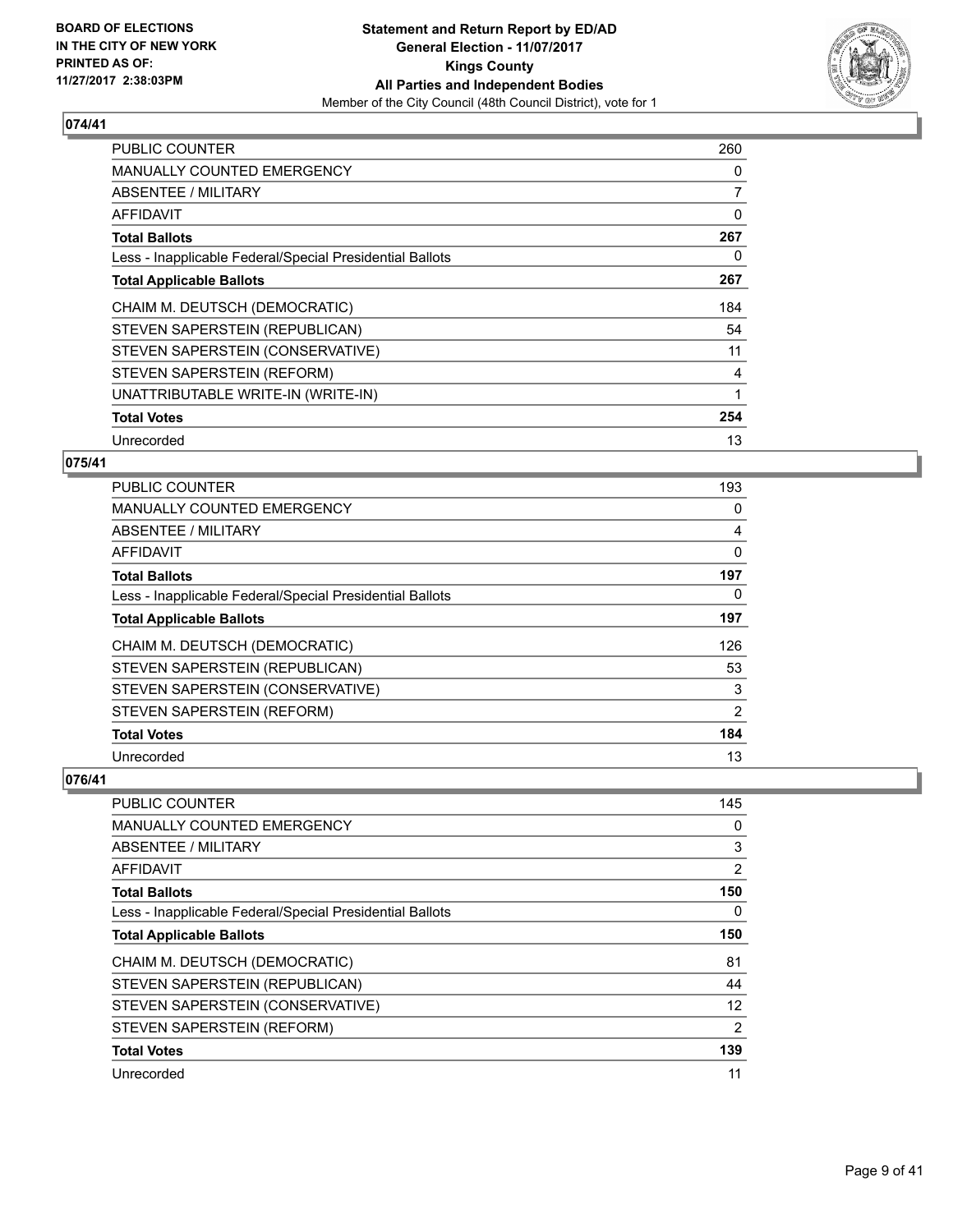**Statement and Return Report by ED/AD**
**General Election - 11/07/2017**
**Kings County**
**All Parties and Independent Bodies**
Member of the City Council (48th Council District), vote for 1

BOARD OF ELECTIONS
IN THE CITY OF NEW YORK
PRINTED AS OF:
11/27/2017 2:38:03PM

### 074/41

| | |
|---|---|
| PUBLIC COUNTER | 260 |
| MANUALLY COUNTED EMERGENCY | 0 |
| ABSENTEE / MILITARY | 7 |
| AFFIDAVIT | 0 |
| **Total Ballots** | **267** |
| Less - Inapplicable Federal/Special Presidential Ballots | 0 |
| **Total Applicable Ballots** | **267** |
| CHAIM M. DEUTSCH (DEMOCRATIC) | 184 |
| STEVEN SAPERSTEIN (REPUBLICAN) | 54 |
| STEVEN SAPERSTEIN (CONSERVATIVE) | 11 |
| STEVEN SAPERSTEIN (REFORM) | 4 |
| UNATTRIBUTABLE WRITE-IN (WRITE-IN) | 1 |
| **Total Votes** | **254** |
| Unrecorded | 13 |

### 075/41

| | |
|---|---|
| PUBLIC COUNTER | 193 |
| MANUALLY COUNTED EMERGENCY | 0 |
| ABSENTEE / MILITARY | 4 |
| AFFIDAVIT | 0 |
| **Total Ballots** | **197** |
| Less - Inapplicable Federal/Special Presidential Ballots | 0 |
| **Total Applicable Ballots** | **197** |
| CHAIM M. DEUTSCH (DEMOCRATIC) | 126 |
| STEVEN SAPERSTEIN (REPUBLICAN) | 53 |
| STEVEN SAPERSTEIN (CONSERVATIVE) | 3 |
| STEVEN SAPERSTEIN (REFORM) | 2 |
| **Total Votes** | **184** |
| Unrecorded | 13 |

### 076/41

| | |
|---|---|
| PUBLIC COUNTER | 145 |
| MANUALLY COUNTED EMERGENCY | 0 |
| ABSENTEE / MILITARY | 3 |
| AFFIDAVIT | 2 |
| **Total Ballots** | **150** |
| Less - Inapplicable Federal/Special Presidential Ballots | 0 |
| **Total Applicable Ballots** | **150** |
| CHAIM M. DEUTSCH (DEMOCRATIC) | 81 |
| STEVEN SAPERSTEIN (REPUBLICAN) | 44 |
| STEVEN SAPERSTEIN (CONSERVATIVE) | 12 |
| STEVEN SAPERSTEIN (REFORM) | 2 |
| **Total Votes** | **139** |
| Unrecorded | 11 |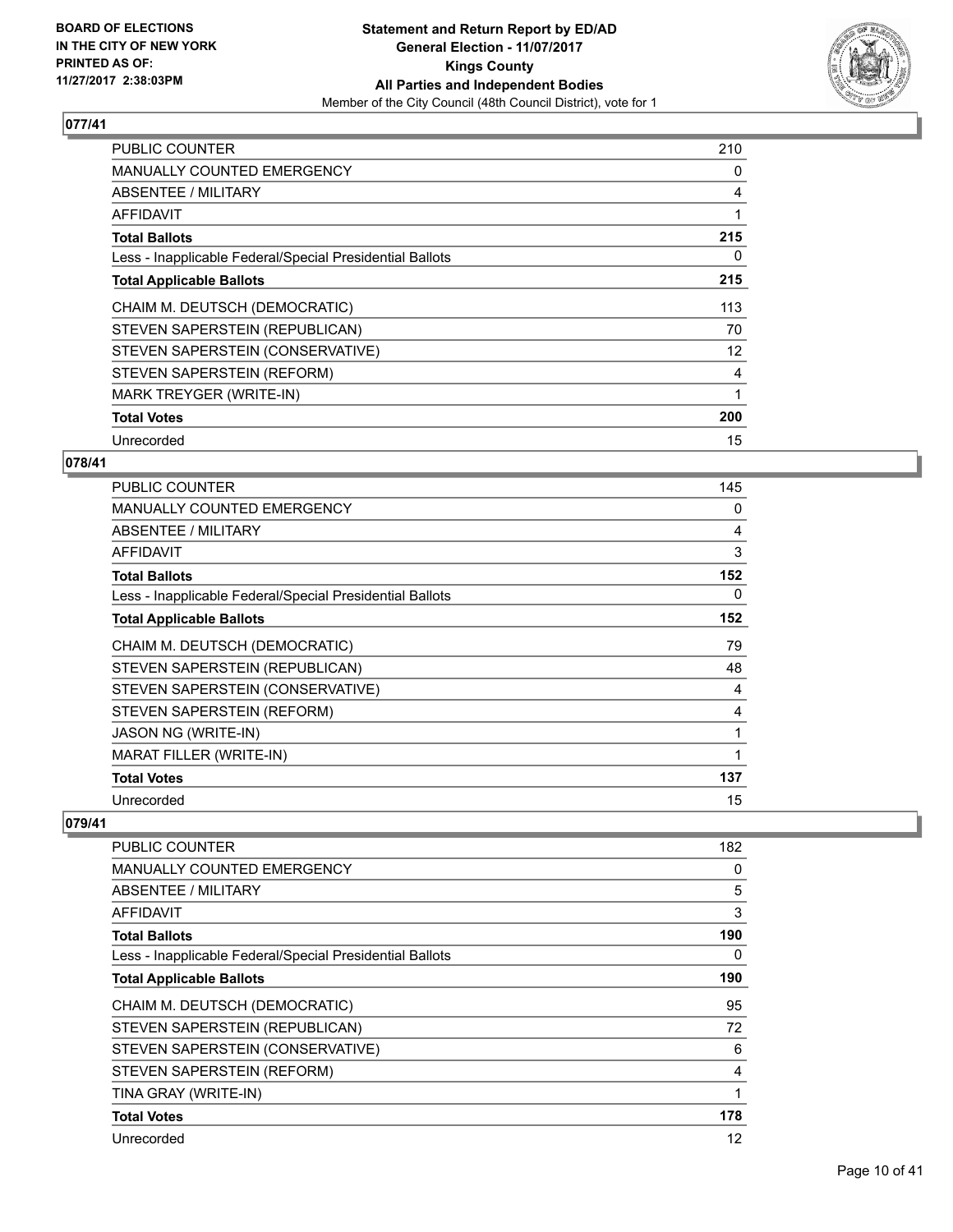**077/41**

| | |
|---|---|
| PUBLIC COUNTER | 210 |
| MANUALLY COUNTED EMERGENCY | 0 |
| ABSENTEE / MILITARY | 4 |
| AFFIDAVIT | 1 |
| **Total Ballots** | **215** |
| Less - Inapplicable Federal/Special Presidential Ballots | 0 |
| **Total Applicable Ballots** | **215** |
| CHAIM M. DEUTSCH (DEMOCRATIC) | 113 |
| STEVEN SAPERSTEIN (REPUBLICAN) | 70 |
| STEVEN SAPERSTEIN (CONSERVATIVE) | 12 |
| STEVEN SAPERSTEIN (REFORM) | 4 |
| MARK TREYGER (WRITE-IN) | 1 |
| **Total Votes** | **200** |
| Unrecorded | 15 |

**078/41**

| | |
|---|---|
| PUBLIC COUNTER | 145 |
| MANUALLY COUNTED EMERGENCY | 0 |
| ABSENTEE / MILITARY | 4 |
| AFFIDAVIT | 3 |
| **Total Ballots** | **152** |
| Less - Inapplicable Federal/Special Presidential Ballots | 0 |
| **Total Applicable Ballots** | **152** |
| CHAIM M. DEUTSCH (DEMOCRATIC) | 79 |
| STEVEN SAPERSTEIN (REPUBLICAN) | 48 |
| STEVEN SAPERSTEIN (CONSERVATIVE) | 4 |
| STEVEN SAPERSTEIN (REFORM) | 4 |
| JASON NG (WRITE-IN) | 1 |
| MARAT FILLER (WRITE-IN) | 1 |
| **Total Votes** | **137** |
| Unrecorded | 15 |

**079/41**

| | |
|---|---|
| PUBLIC COUNTER | 182 |
| MANUALLY COUNTED EMERGENCY | 0 |
| ABSENTEE / MILITARY | 5 |
| AFFIDAVIT | 3 |
| **Total Ballots** | **190** |
| Less - Inapplicable Federal/Special Presidential Ballots | 0 |
| **Total Applicable Ballots** | **190** |
| CHAIM M. DEUTSCH (DEMOCRATIC) | 95 |
| STEVEN SAPERSTEIN (REPUBLICAN) | 72 |
| STEVEN SAPERSTEIN (CONSERVATIVE) | 6 |
| STEVEN SAPERSTEIN (REFORM) | 4 |
| TINA GRAY (WRITE-IN) | 1 |
| **Total Votes** | **178** |
| Unrecorded | 12 |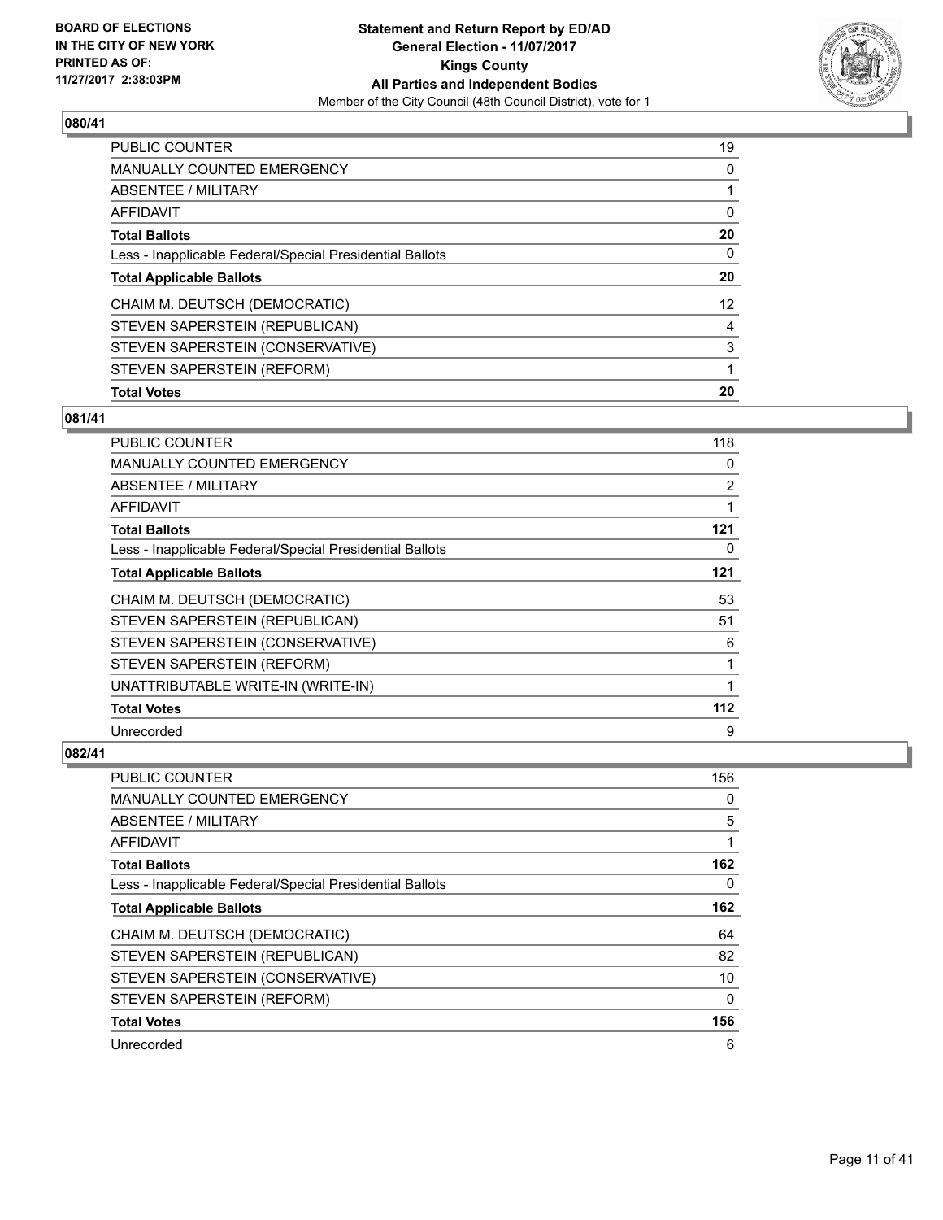**BOARD OF ELECTIONS IN THE CITY OF NEW YORK PRINTED AS OF: 11/27/2017 2:38:03PM**

**Statement and Return Report by ED/AD General Election - 11/07/2017 Kings County All Parties and Independent Bodies**

Member of the City Council (48th Council District), vote for 1

## 080/41

| | |
|---|---|
| PUBLIC COUNTER | 19 |
| MANUALLY COUNTED EMERGENCY | 0 |
| ABSENTEE / MILITARY | 1 |
| AFFIDAVIT | 0 |
| **Total Ballots** | **20** |
| Less - Inapplicable Federal/Special Presidential Ballots | 0 |
| **Total Applicable Ballots** | **20** |
| CHAIM M. DEUTSCH (DEMOCRATIC) | 12 |
| STEVEN SAPERSTEIN (REPUBLICAN) | 4 |
| STEVEN SAPERSTEIN (CONSERVATIVE) | 3 |
| STEVEN SAPERSTEIN (REFORM) | 1 |
| **Total Votes** | **20** |

## 081/41

| | |
|---|---|
| PUBLIC COUNTER | 118 |
| MANUALLY COUNTED EMERGENCY | 0 |
| ABSENTEE / MILITARY | 2 |
| AFFIDAVIT | 1 |
| **Total Ballots** | **121** |
| Less - Inapplicable Federal/Special Presidential Ballots | 0 |
| **Total Applicable Ballots** | **121** |
| CHAIM M. DEUTSCH (DEMOCRATIC) | 53 |
| STEVEN SAPERSTEIN (REPUBLICAN) | 51 |
| STEVEN SAPERSTEIN (CONSERVATIVE) | 6 |
| STEVEN SAPERSTEIN (REFORM) | 1 |
| UNATTRIBUTABLE WRITE-IN (WRITE-IN) | 1 |
| **Total Votes** | **112** |
| Unrecorded | 9 |

## 082/41

| | |
|---|---|
| PUBLIC COUNTER | 156 |
| MANUALLY COUNTED EMERGENCY | 0 |
| ABSENTEE / MILITARY | 5 |
| AFFIDAVIT | 1 |
| **Total Ballots** | **162** |
| Less - Inapplicable Federal/Special Presidential Ballots | 0 |
| **Total Applicable Ballots** | **162** |
| CHAIM M. DEUTSCH (DEMOCRATIC) | 64 |
| STEVEN SAPERSTEIN (REPUBLICAN) | 82 |
| STEVEN SAPERSTEIN (CONSERVATIVE) | 10 |
| STEVEN SAPERSTEIN (REFORM) | 0 |
| **Total Votes** | **156** |
| Unrecorded | 6 |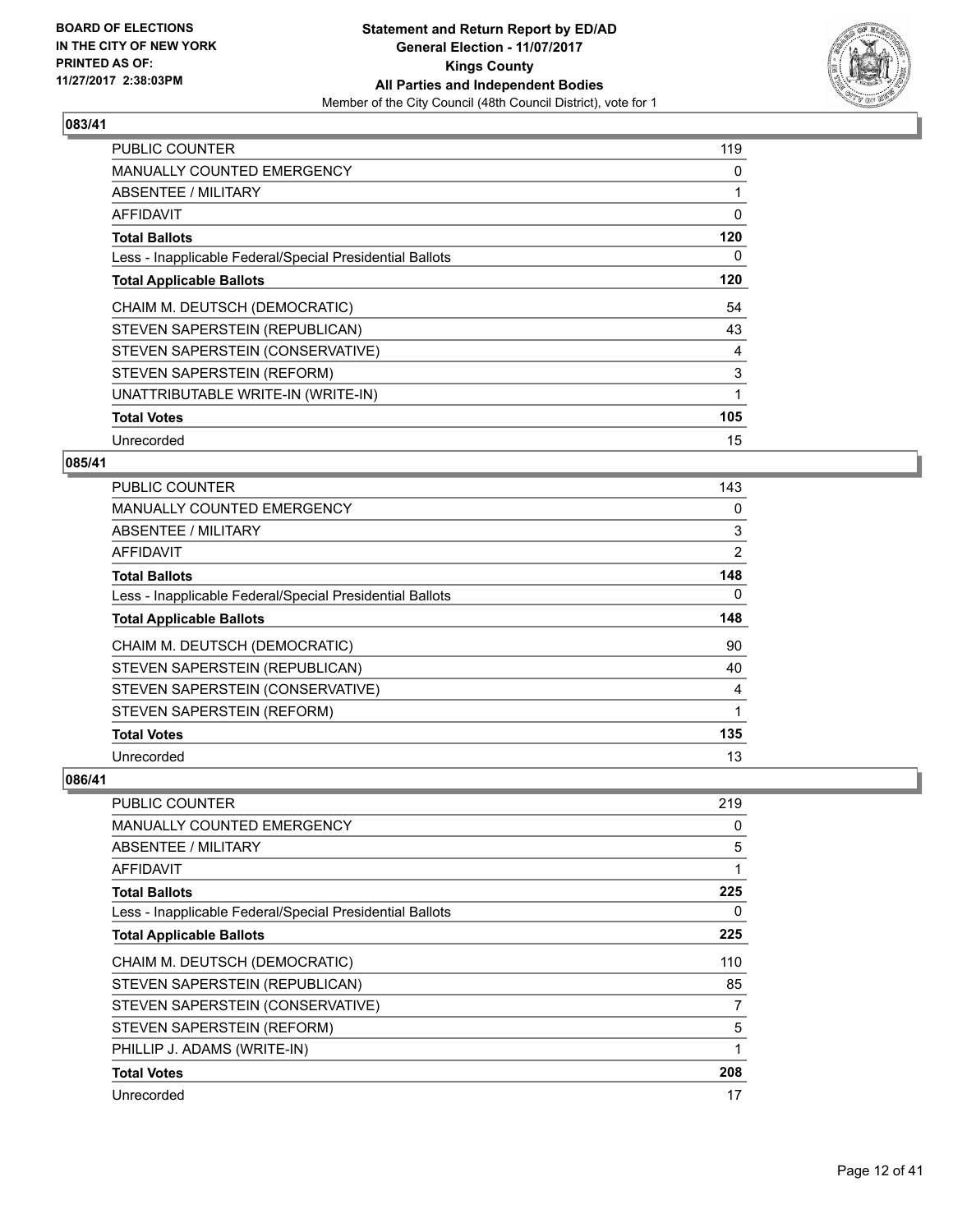**BOARD OF ELECTIONS IN THE CITY OF NEW YORK PRINTED AS OF: 11/27/2017 2:38:03PM**

**Statement and Return Report by ED/AD General Election - 11/07/2017 Kings County All Parties and Independent Bodies**

Member of the City Council (48th Council District), vote for 1

### 083/41

| | |
|---|---|
| PUBLIC COUNTER | 119 |
| MANUALLY COUNTED EMERGENCY | 0 |
| ABSENTEE / MILITARY | 1 |
| AFFIDAVIT | 0 |
| **Total Ballots** | **120** |
| Less - Inapplicable Federal/Special Presidential Ballots | 0 |
| **Total Applicable Ballots** | **120** |
| CHAIM M. DEUTSCH (DEMOCRATIC) | 54 |
| STEVEN SAPERSTEIN (REPUBLICAN) | 43 |
| STEVEN SAPERSTEIN (CONSERVATIVE) | 4 |
| STEVEN SAPERSTEIN (REFORM) | 3 |
| UNATTRIBUTABLE WRITE-IN (WRITE-IN) | 1 |
| **Total Votes** | **105** |
| Unrecorded | 15 |

### 085/41

| | |
|---|---|
| PUBLIC COUNTER | 143 |
| MANUALLY COUNTED EMERGENCY | 0 |
| ABSENTEE / MILITARY | 3 |
| AFFIDAVIT | 2 |
| **Total Ballots** | **148** |
| Less - Inapplicable Federal/Special Presidential Ballots | 0 |
| **Total Applicable Ballots** | **148** |
| CHAIM M. DEUTSCH (DEMOCRATIC) | 90 |
| STEVEN SAPERSTEIN (REPUBLICAN) | 40 |
| STEVEN SAPERSTEIN (CONSERVATIVE) | 4 |
| STEVEN SAPERSTEIN (REFORM) | 1 |
| **Total Votes** | **135** |
| Unrecorded | 13 |

### 086/41

| | |
|---|---|
| PUBLIC COUNTER | 219 |
| MANUALLY COUNTED EMERGENCY | 0 |
| ABSENTEE / MILITARY | 5 |
| AFFIDAVIT | 1 |
| **Total Ballots** | **225** |
| Less - Inapplicable Federal/Special Presidential Ballots | 0 |
| **Total Applicable Ballots** | **225** |
| CHAIM M. DEUTSCH (DEMOCRATIC) | 110 |
| STEVEN SAPERSTEIN (REPUBLICAN) | 85 |
| STEVEN SAPERSTEIN (CONSERVATIVE) | 7 |
| STEVEN SAPERSTEIN (REFORM) | 5 |
| PHILLIP J. ADAMS (WRITE-IN) | 1 |
| **Total Votes** | **208** |
| Unrecorded | 17 |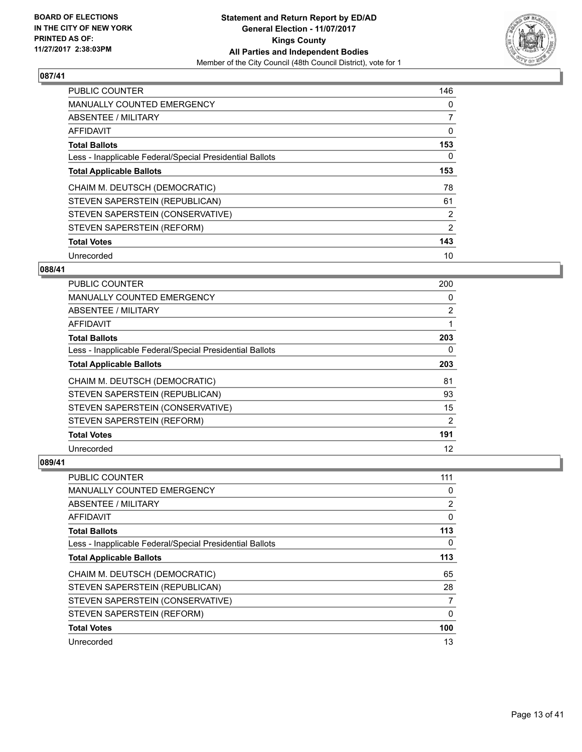## 087/41

| | |
|---|---|
| PUBLIC COUNTER | 146 |
| MANUALLY COUNTED EMERGENCY | 0 |
| ABSENTEE / MILITARY | 7 |
| AFFIDAVIT | 0 |
| **Total Ballots** | **153** |
| Less - Inapplicable Federal/Special Presidential Ballots | 0 |
| **Total Applicable Ballots** | **153** |
| CHAIM M. DEUTSCH (DEMOCRATIC) | 78 |
| STEVEN SAPERSTEIN (REPUBLICAN) | 61 |
| STEVEN SAPERSTEIN (CONSERVATIVE) | 2 |
| STEVEN SAPERSTEIN (REFORM) | 2 |
| **Total Votes** | **143** |
| Unrecorded | 10 |

## 088/41

| | |
|---|---|
| PUBLIC COUNTER | 200 |
| MANUALLY COUNTED EMERGENCY | 0 |
| ABSENTEE / MILITARY | 2 |
| AFFIDAVIT | 1 |
| **Total Ballots** | **203** |
| Less - Inapplicable Federal/Special Presidential Ballots | 0 |
| **Total Applicable Ballots** | **203** |
| CHAIM M. DEUTSCH (DEMOCRATIC) | 81 |
| STEVEN SAPERSTEIN (REPUBLICAN) | 93 |
| STEVEN SAPERSTEIN (CONSERVATIVE) | 15 |
| STEVEN SAPERSTEIN (REFORM) | 2 |
| **Total Votes** | **191** |
| Unrecorded | 12 |

## 089/41

| | |
|---|---|
| PUBLIC COUNTER | 111 |
| MANUALLY COUNTED EMERGENCY | 0 |
| ABSENTEE / MILITARY | 2 |
| AFFIDAVIT | 0 |
| **Total Ballots** | **113** |
| Less - Inapplicable Federal/Special Presidential Ballots | 0 |
| **Total Applicable Ballots** | **113** |
| CHAIM M. DEUTSCH (DEMOCRATIC) | 65 |
| STEVEN SAPERSTEIN (REPUBLICAN) | 28 |
| STEVEN SAPERSTEIN (CONSERVATIVE) | 7 |
| STEVEN SAPERSTEIN (REFORM) | 0 |
| **Total Votes** | **100** |
| Unrecorded | 13 |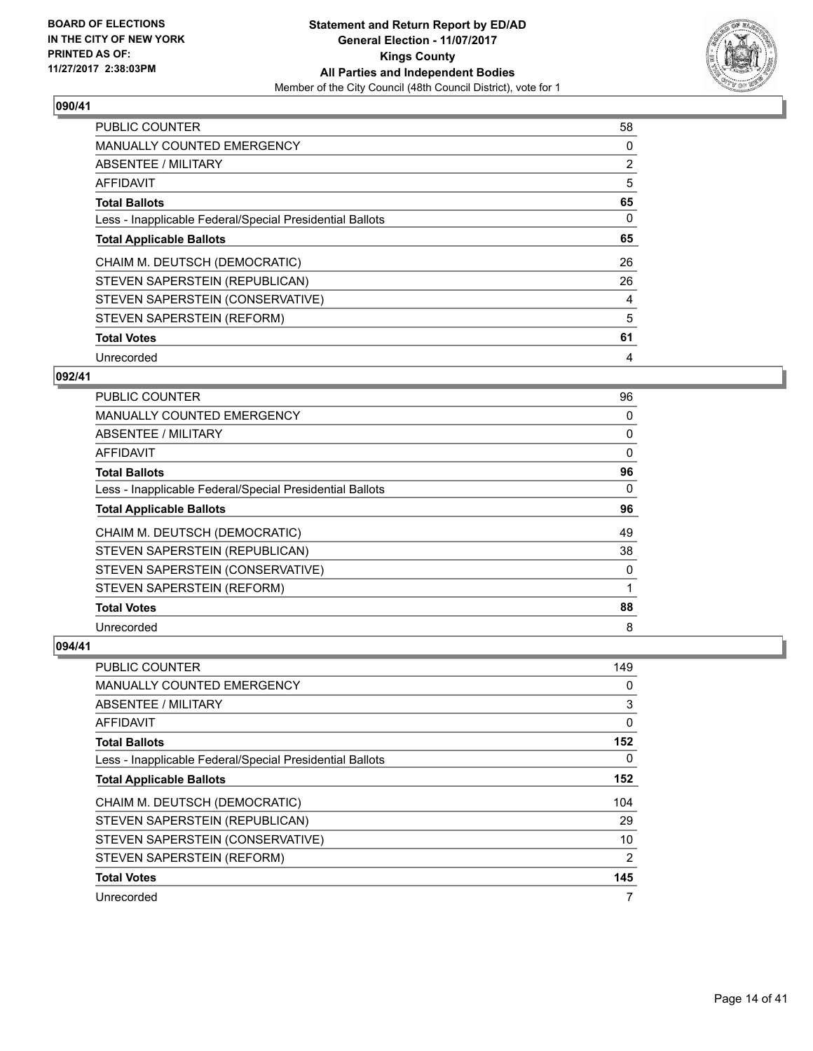BOARD OF ELECTIONS
IN THE CITY OF NEW YORK
PRINTED AS OF:
11/27/2017 2:38:03PM

**Statement and Return Report by ED/AD**
**General Election - 11/07/2017**
**Kings County**
**All Parties and Independent Bodies**
Member of the City Council (48th Council District), vote for 1

### 090/41

| | |
|---|---|
| PUBLIC COUNTER | 58 |
| MANUALLY COUNTED EMERGENCY | 0 |
| ABSENTEE / MILITARY | 2 |
| AFFIDAVIT | 5 |
| **Total Ballots** | **65** |
| Less - Inapplicable Federal/Special Presidential Ballots | 0 |
| **Total Applicable Ballots** | **65** |
| CHAIM M. DEUTSCH (DEMOCRATIC) | 26 |
| STEVEN SAPERSTEIN (REPUBLICAN) | 26 |
| STEVEN SAPERSTEIN (CONSERVATIVE) | 4 |
| STEVEN SAPERSTEIN (REFORM) | 5 |
| **Total Votes** | **61** |
| Unrecorded | 4 |

### 092/41

| | |
|---|---|
| PUBLIC COUNTER | 96 |
| MANUALLY COUNTED EMERGENCY | 0 |
| ABSENTEE / MILITARY | 0 |
| AFFIDAVIT | 0 |
| **Total Ballots** | **96** |
| Less - Inapplicable Federal/Special Presidential Ballots | 0 |
| **Total Applicable Ballots** | **96** |
| CHAIM M. DEUTSCH (DEMOCRATIC) | 49 |
| STEVEN SAPERSTEIN (REPUBLICAN) | 38 |
| STEVEN SAPERSTEIN (CONSERVATIVE) | 0 |
| STEVEN SAPERSTEIN (REFORM) | 1 |
| **Total Votes** | **88** |
| Unrecorded | 8 |

### 094/41

| | |
|---|---|
| PUBLIC COUNTER | 149 |
| MANUALLY COUNTED EMERGENCY | 0 |
| ABSENTEE / MILITARY | 3 |
| AFFIDAVIT | 0 |
| **Total Ballots** | **152** |
| Less - Inapplicable Federal/Special Presidential Ballots | 0 |
| **Total Applicable Ballots** | **152** |
| CHAIM M. DEUTSCH (DEMOCRATIC) | 104 |
| STEVEN SAPERSTEIN (REPUBLICAN) | 29 |
| STEVEN SAPERSTEIN (CONSERVATIVE) | 10 |
| STEVEN SAPERSTEIN (REFORM) | 2 |
| **Total Votes** | **145** |
| Unrecorded | 7 |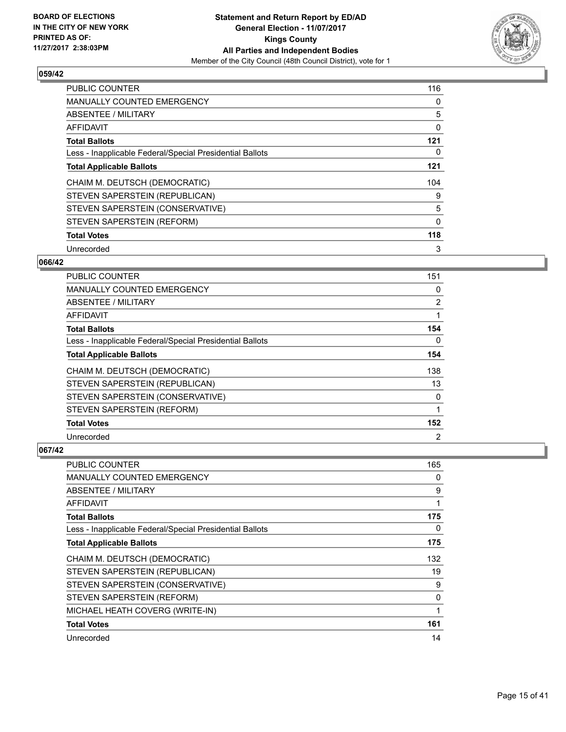**BOARD OF ELECTIONS IN THE CITY OF NEW YORK**
**PRINTED AS OF: 11/27/2017 2:38:03PM**

**Statement and Return Report by ED/AD**
**General Election - 11/07/2017**
**Kings County**
**All Parties and Independent Bodies**
Member of the City Council (48th Council District), vote for 1

### 059/42

| | |
|---|---|
| PUBLIC COUNTER | 116 |
| MANUALLY COUNTED EMERGENCY | 0 |
| ABSENTEE / MILITARY | 5 |
| AFFIDAVIT | 0 |
| **Total Ballots** | **121** |
| Less - Inapplicable Federal/Special Presidential Ballots | 0 |
| **Total Applicable Ballots** | **121** |
| CHAIM M. DEUTSCH (DEMOCRATIC) | 104 |
| STEVEN SAPERSTEIN (REPUBLICAN) | 9 |
| STEVEN SAPERSTEIN (CONSERVATIVE) | 5 |
| STEVEN SAPERSTEIN (REFORM) | 0 |
| **Total Votes** | **118** |
| Unrecorded | 3 |

### 066/42

| | |
|---|---|
| PUBLIC COUNTER | 151 |
| MANUALLY COUNTED EMERGENCY | 0 |
| ABSENTEE / MILITARY | 2 |
| AFFIDAVIT | 1 |
| **Total Ballots** | **154** |
| Less - Inapplicable Federal/Special Presidential Ballots | 0 |
| **Total Applicable Ballots** | **154** |
| CHAIM M. DEUTSCH (DEMOCRATIC) | 138 |
| STEVEN SAPERSTEIN (REPUBLICAN) | 13 |
| STEVEN SAPERSTEIN (CONSERVATIVE) | 0 |
| STEVEN SAPERSTEIN (REFORM) | 1 |
| **Total Votes** | **152** |
| Unrecorded | 2 |

### 067/42

| | |
|---|---|
| PUBLIC COUNTER | 165 |
| MANUALLY COUNTED EMERGENCY | 0 |
| ABSENTEE / MILITARY | 9 |
| AFFIDAVIT | 1 |
| **Total Ballots** | **175** |
| Less - Inapplicable Federal/Special Presidential Ballots | 0 |
| **Total Applicable Ballots** | **175** |
| CHAIM M. DEUTSCH (DEMOCRATIC) | 132 |
| STEVEN SAPERSTEIN (REPUBLICAN) | 19 |
| STEVEN SAPERSTEIN (CONSERVATIVE) | 9 |
| STEVEN SAPERSTEIN (REFORM) | 0 |
| MICHAEL HEATH COVERG (WRITE-IN) | 1 |
| **Total Votes** | **161** |
| Unrecorded | 14 |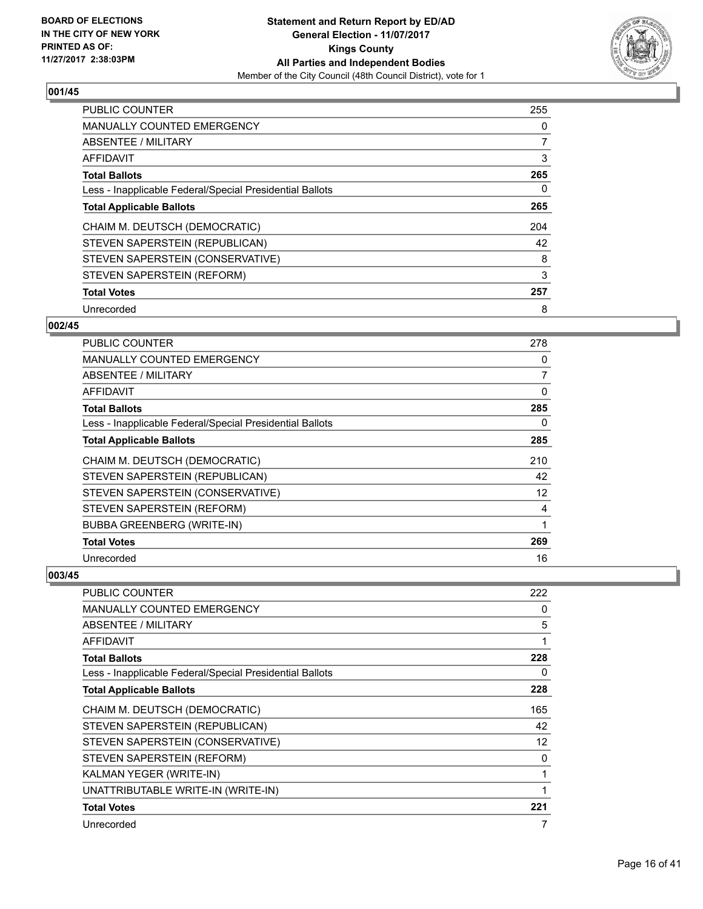**BOARD OF ELECTIONS IN THE CITY OF NEW YORK PRINTED AS OF: 11/27/2017 2:38:03PM**

# Statement and Return Report by ED/AD
## General Election - 11/07/2017
## Kings County
## All Parties and Independent Bodies
Member of the City Council (48th Council District), vote for 1

### 001/45

| | |
|---|---|
| PUBLIC COUNTER | 255 |
| MANUALLY COUNTED EMERGENCY | 0 |
| ABSENTEE / MILITARY | 7 |
| AFFIDAVIT | 3 |
| **Total Ballots** | **265** |
| Less - Inapplicable Federal/Special Presidential Ballots | 0 |
| **Total Applicable Ballots** | **265** |
| CHAIM M. DEUTSCH (DEMOCRATIC) | 204 |
| STEVEN SAPERSTEIN (REPUBLICAN) | 42 |
| STEVEN SAPERSTEIN (CONSERVATIVE) | 8 |
| STEVEN SAPERSTEIN (REFORM) | 3 |
| **Total Votes** | **257** |
| Unrecorded | 8 |

### 002/45

| | |
|---|---|
| PUBLIC COUNTER | 278 |
| MANUALLY COUNTED EMERGENCY | 0 |
| ABSENTEE / MILITARY | 7 |
| AFFIDAVIT | 0 |
| **Total Ballots** | **285** |
| Less - Inapplicable Federal/Special Presidential Ballots | 0 |
| **Total Applicable Ballots** | **285** |
| CHAIM M. DEUTSCH (DEMOCRATIC) | 210 |
| STEVEN SAPERSTEIN (REPUBLICAN) | 42 |
| STEVEN SAPERSTEIN (CONSERVATIVE) | 12 |
| STEVEN SAPERSTEIN (REFORM) | 4 |
| BUBBA GREENBERG (WRITE-IN) | 1 |
| **Total Votes** | **269** |
| Unrecorded | 16 |

### 003/45

| | |
|---|---|
| PUBLIC COUNTER | 222 |
| MANUALLY COUNTED EMERGENCY | 0 |
| ABSENTEE / MILITARY | 5 |
| AFFIDAVIT | 1 |
| **Total Ballots** | **228** |
| Less - Inapplicable Federal/Special Presidential Ballots | 0 |
| **Total Applicable Ballots** | **228** |
| CHAIM M. DEUTSCH (DEMOCRATIC) | 165 |
| STEVEN SAPERSTEIN (REPUBLICAN) | 42 |
| STEVEN SAPERSTEIN (CONSERVATIVE) | 12 |
| STEVEN SAPERSTEIN (REFORM) | 0 |
| KALMAN YEGER (WRITE-IN) | 1 |
| UNATTRIBUTABLE WRITE-IN (WRITE-IN) | 1 |
| **Total Votes** | **221** |
| Unrecorded | 7 |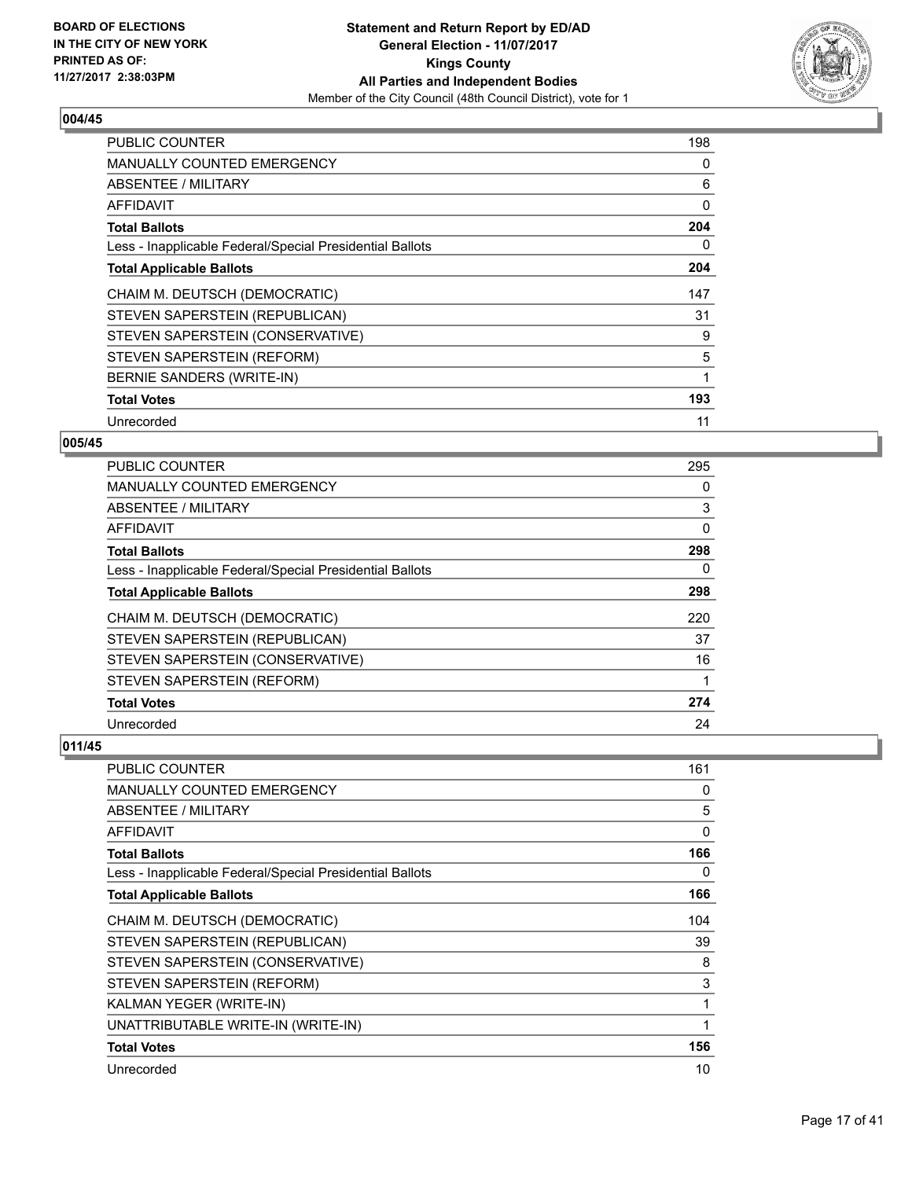### 004/45

| | |
|---|---|
| PUBLIC COUNTER | 198 |
| MANUALLY COUNTED EMERGENCY | 0 |
| ABSENTEE / MILITARY | 6 |
| AFFIDAVIT | 0 |
| **Total Ballots** | **204** |
| Less - Inapplicable Federal/Special Presidential Ballots | 0 |
| **Total Applicable Ballots** | **204** |
| CHAIM M. DEUTSCH (DEMOCRATIC) | 147 |
| STEVEN SAPERSTEIN (REPUBLICAN) | 31 |
| STEVEN SAPERSTEIN (CONSERVATIVE) | 9 |
| STEVEN SAPERSTEIN (REFORM) | 5 |
| BERNIE SANDERS (WRITE-IN) | 1 |
| **Total Votes** | **193** |
| Unrecorded | 11 |

### 005/45

| | |
|---|---|
| PUBLIC COUNTER | 295 |
| MANUALLY COUNTED EMERGENCY | 0 |
| ABSENTEE / MILITARY | 3 |
| AFFIDAVIT | 0 |
| **Total Ballots** | **298** |
| Less - Inapplicable Federal/Special Presidential Ballots | 0 |
| **Total Applicable Ballots** | **298** |
| CHAIM M. DEUTSCH (DEMOCRATIC) | 220 |
| STEVEN SAPERSTEIN (REPUBLICAN) | 37 |
| STEVEN SAPERSTEIN (CONSERVATIVE) | 16 |
| STEVEN SAPERSTEIN (REFORM) | 1 |
| **Total Votes** | **274** |
| Unrecorded | 24 |

### 011/45

| | |
|---|---|
| PUBLIC COUNTER | 161 |
| MANUALLY COUNTED EMERGENCY | 0 |
| ABSENTEE / MILITARY | 5 |
| AFFIDAVIT | 0 |
| **Total Ballots** | **166** |
| Less - Inapplicable Federal/Special Presidential Ballots | 0 |
| **Total Applicable Ballots** | **166** |
| CHAIM M. DEUTSCH (DEMOCRATIC) | 104 |
| STEVEN SAPERSTEIN (REPUBLICAN) | 39 |
| STEVEN SAPERSTEIN (CONSERVATIVE) | 8 |
| STEVEN SAPERSTEIN (REFORM) | 3 |
| KALMAN YEGER (WRITE-IN) | 1 |
| UNATTRIBUTABLE WRITE-IN (WRITE-IN) | 1 |
| **Total Votes** | **156** |
| Unrecorded | 10 |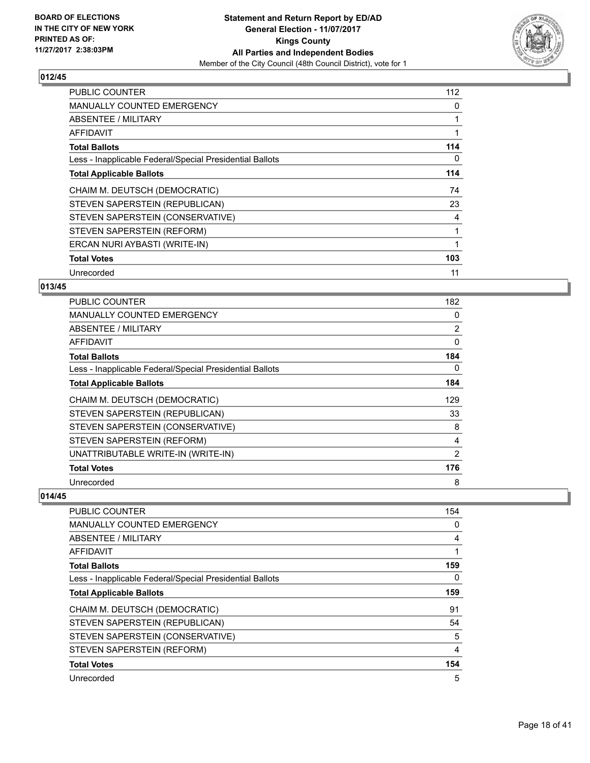**BOARD OF ELECTIONS IN THE CITY OF NEW YORK PRINTED AS OF: 11/27/2017 2:38:03PM**

**Statement and Return Report by ED/AD General Election - 11/07/2017 Kings County All Parties and Independent Bodies**

Member of the City Council (48th Council District), vote for 1

## 012/45

| | |
|---|---|
| PUBLIC COUNTER | 112 |
| MANUALLY COUNTED EMERGENCY | 0 |
| ABSENTEE / MILITARY | 1 |
| AFFIDAVIT | 1 |
| **Total Ballots** | **114** |
| Less - Inapplicable Federal/Special Presidential Ballots | 0 |
| **Total Applicable Ballots** | **114** |
| CHAIM M. DEUTSCH (DEMOCRATIC) | 74 |
| STEVEN SAPERSTEIN (REPUBLICAN) | 23 |
| STEVEN SAPERSTEIN (CONSERVATIVE) | 4 |
| STEVEN SAPERSTEIN (REFORM) | 1 |
| ERCAN NURI AYBASTI (WRITE-IN) | 1 |
| **Total Votes** | **103** |
| Unrecorded | 11 |

## 013/45

| | |
|---|---|
| PUBLIC COUNTER | 182 |
| MANUALLY COUNTED EMERGENCY | 0 |
| ABSENTEE / MILITARY | 2 |
| AFFIDAVIT | 0 |
| **Total Ballots** | **184** |
| Less - Inapplicable Federal/Special Presidential Ballots | 0 |
| **Total Applicable Ballots** | **184** |
| CHAIM M. DEUTSCH (DEMOCRATIC) | 129 |
| STEVEN SAPERSTEIN (REPUBLICAN) | 33 |
| STEVEN SAPERSTEIN (CONSERVATIVE) | 8 |
| STEVEN SAPERSTEIN (REFORM) | 4 |
| UNATTRIBUTABLE WRITE-IN (WRITE-IN) | 2 |
| **Total Votes** | **176** |
| Unrecorded | 8 |

## 014/45

| | |
|---|---|
| PUBLIC COUNTER | 154 |
| MANUALLY COUNTED EMERGENCY | 0 |
| ABSENTEE / MILITARY | 4 |
| AFFIDAVIT | 1 |
| **Total Ballots** | **159** |
| Less - Inapplicable Federal/Special Presidential Ballots | 0 |
| **Total Applicable Ballots** | **159** |
| CHAIM M. DEUTSCH (DEMOCRATIC) | 91 |
| STEVEN SAPERSTEIN (REPUBLICAN) | 54 |
| STEVEN SAPERSTEIN (CONSERVATIVE) | 5 |
| STEVEN SAPERSTEIN (REFORM) | 4 |
| **Total Votes** | **154** |
| Unrecorded | 5 |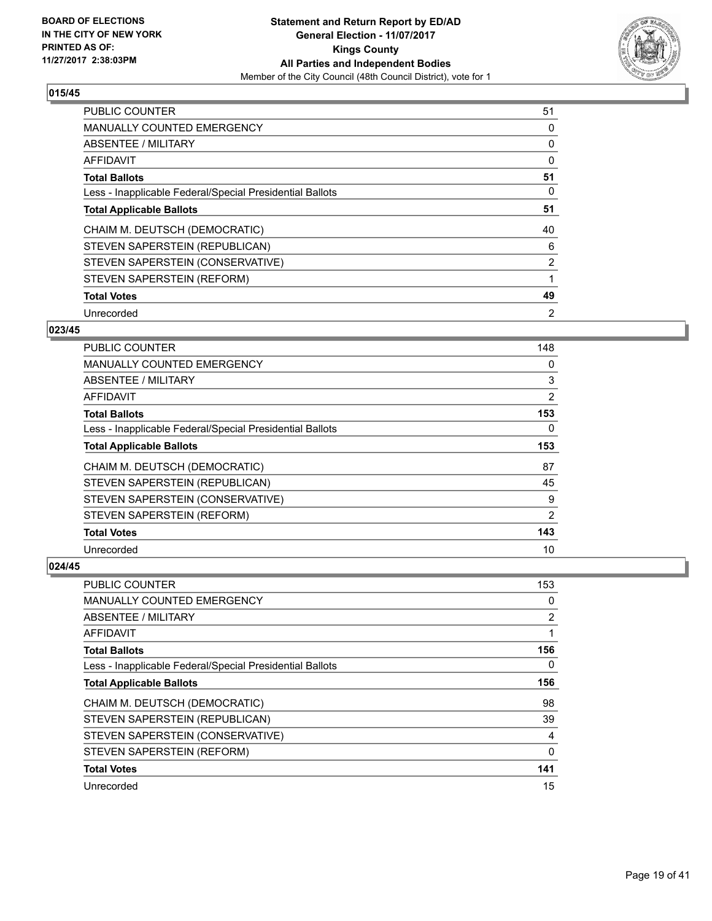**BOARD OF ELECTIONS IN THE CITY OF NEW YORK PRINTED AS OF: 11/27/2017 2:38:03PM**

# Statement and Return Report by ED/AD
## General Election - 11/07/2017
## Kings County
## All Parties and Independent Bodies
Member of the City Council (48th Council District), vote for 1

### 015/45

| | |
|---|---|
| PUBLIC COUNTER | 51 |
| MANUALLY COUNTED EMERGENCY | 0 |
| ABSENTEE / MILITARY | 0 |
| AFFIDAVIT | 0 |
| **Total Ballots** | **51** |
| Less - Inapplicable Federal/Special Presidential Ballots | 0 |
| **Total Applicable Ballots** | **51** |
| CHAIM M. DEUTSCH (DEMOCRATIC) | 40 |
| STEVEN SAPERSTEIN (REPUBLICAN) | 6 |
| STEVEN SAPERSTEIN (CONSERVATIVE) | 2 |
| STEVEN SAPERSTEIN (REFORM) | 1 |
| **Total Votes** | **49** |
| Unrecorded | 2 |

### 023/45

| | |
|---|---|
| PUBLIC COUNTER | 148 |
| MANUALLY COUNTED EMERGENCY | 0 |
| ABSENTEE / MILITARY | 3 |
| AFFIDAVIT | 2 |
| **Total Ballots** | **153** |
| Less - Inapplicable Federal/Special Presidential Ballots | 0 |
| **Total Applicable Ballots** | **153** |
| CHAIM M. DEUTSCH (DEMOCRATIC) | 87 |
| STEVEN SAPERSTEIN (REPUBLICAN) | 45 |
| STEVEN SAPERSTEIN (CONSERVATIVE) | 9 |
| STEVEN SAPERSTEIN (REFORM) | 2 |
| **Total Votes** | **143** |
| Unrecorded | 10 |

### 024/45

| | |
|---|---|
| PUBLIC COUNTER | 153 |
| MANUALLY COUNTED EMERGENCY | 0 |
| ABSENTEE / MILITARY | 2 |
| AFFIDAVIT | 1 |
| **Total Ballots** | **156** |
| Less - Inapplicable Federal/Special Presidential Ballots | 0 |
| **Total Applicable Ballots** | **156** |
| CHAIM M. DEUTSCH (DEMOCRATIC) | 98 |
| STEVEN SAPERSTEIN (REPUBLICAN) | 39 |
| STEVEN SAPERSTEIN (CONSERVATIVE) | 4 |
| STEVEN SAPERSTEIN (REFORM) | 0 |
| **Total Votes** | **141** |
| Unrecorded | 15 |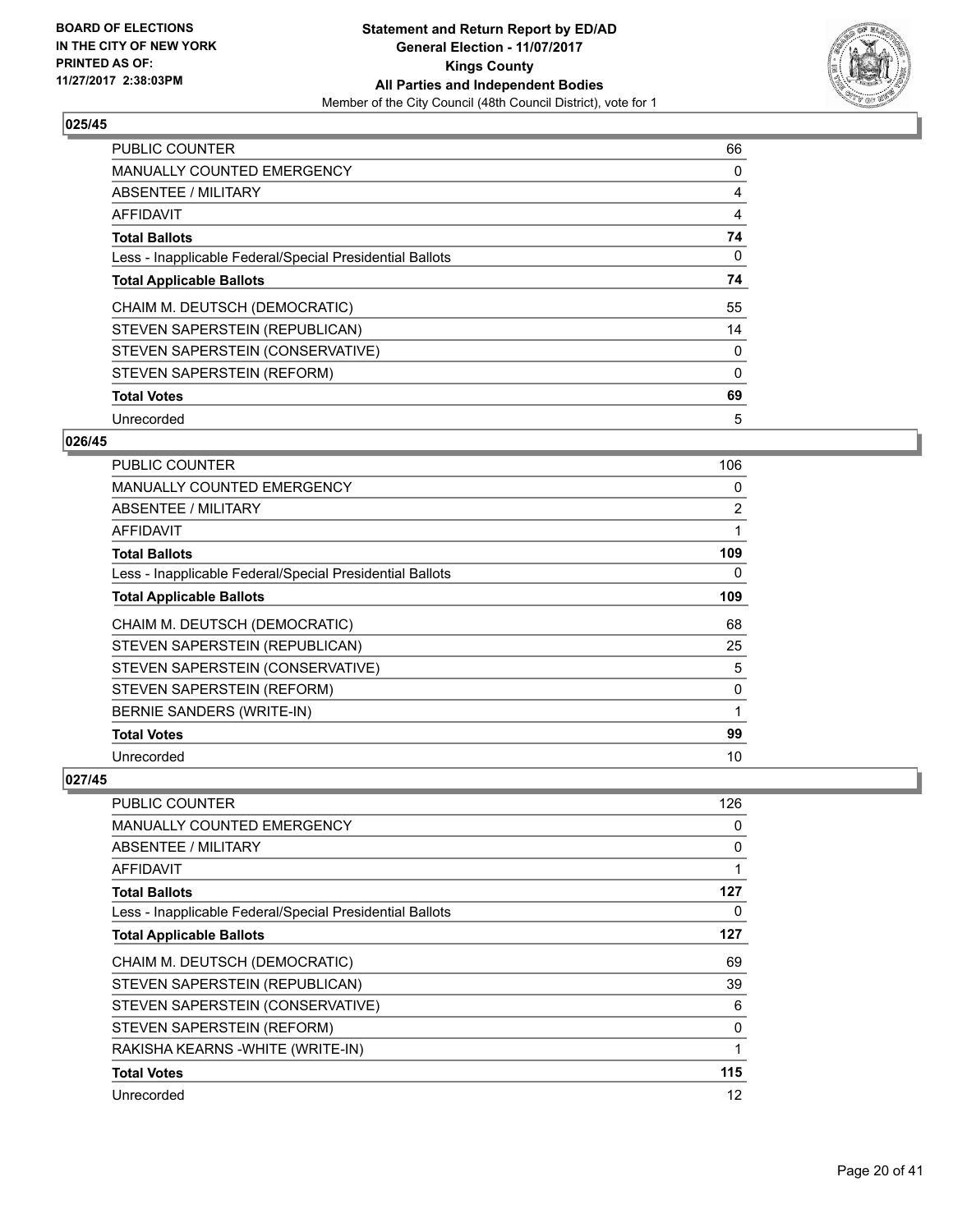## 025/45

| | |
|---|---|
| PUBLIC COUNTER | 66 |
| MANUALLY COUNTED EMERGENCY | 0 |
| ABSENTEE / MILITARY | 4 |
| AFFIDAVIT | 4 |
| **Total Ballots** | **74** |
| Less - Inapplicable Federal/Special Presidential Ballots | 0 |
| **Total Applicable Ballots** | **74** |
| CHAIM M. DEUTSCH (DEMOCRATIC) | 55 |
| STEVEN SAPERSTEIN (REPUBLICAN) | 14 |
| STEVEN SAPERSTEIN (CONSERVATIVE) | 0 |
| STEVEN SAPERSTEIN (REFORM) | 0 |
| **Total Votes** | **69** |
| Unrecorded | 5 |

## 026/45

| | |
|---|---|
| PUBLIC COUNTER | 106 |
| MANUALLY COUNTED EMERGENCY | 0 |
| ABSENTEE / MILITARY | 2 |
| AFFIDAVIT | 1 |
| **Total Ballots** | **109** |
| Less - Inapplicable Federal/Special Presidential Ballots | 0 |
| **Total Applicable Ballots** | **109** |
| CHAIM M. DEUTSCH (DEMOCRATIC) | 68 |
| STEVEN SAPERSTEIN (REPUBLICAN) | 25 |
| STEVEN SAPERSTEIN (CONSERVATIVE) | 5 |
| STEVEN SAPERSTEIN (REFORM) | 0 |
| BERNIE SANDERS (WRITE-IN) | 1 |
| **Total Votes** | **99** |
| Unrecorded | 10 |

## 027/45

| | |
|---|---|
| PUBLIC COUNTER | 126 |
| MANUALLY COUNTED EMERGENCY | 0 |
| ABSENTEE / MILITARY | 0 |
| AFFIDAVIT | 1 |
| **Total Ballots** | **127** |
| Less - Inapplicable Federal/Special Presidential Ballots | 0 |
| **Total Applicable Ballots** | **127** |
| CHAIM M. DEUTSCH (DEMOCRATIC) | 69 |
| STEVEN SAPERSTEIN (REPUBLICAN) | 39 |
| STEVEN SAPERSTEIN (CONSERVATIVE) | 6 |
| STEVEN SAPERSTEIN (REFORM) | 0 |
| RAKISHA KEARNS -WHITE (WRITE-IN) | 1 |
| **Total Votes** | **115** |
| Unrecorded | 12 |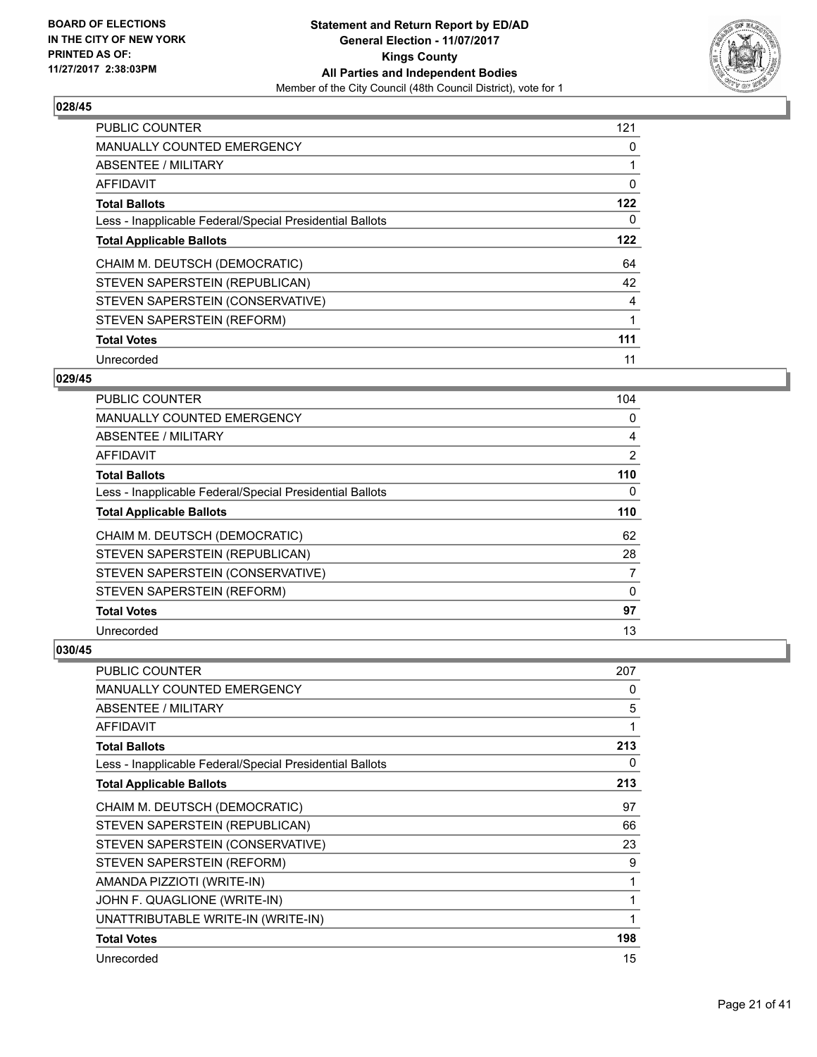### 028/45

| | |
|---|---|
| PUBLIC COUNTER | 121 |
| MANUALLY COUNTED EMERGENCY | 0 |
| ABSENTEE / MILITARY | 1 |
| AFFIDAVIT | 0 |
| **Total Ballots** | **122** |
| Less - Inapplicable Federal/Special Presidential Ballots | 0 |
| **Total Applicable Ballots** | **122** |
| CHAIM M. DEUTSCH (DEMOCRATIC) | 64 |
| STEVEN SAPERSTEIN (REPUBLICAN) | 42 |
| STEVEN SAPERSTEIN (CONSERVATIVE) | 4 |
| STEVEN SAPERSTEIN (REFORM) | 1 |
| **Total Votes** | **111** |
| Unrecorded | 11 |

### 029/45

| | |
|---|---|
| PUBLIC COUNTER | 104 |
| MANUALLY COUNTED EMERGENCY | 0 |
| ABSENTEE / MILITARY | 4 |
| AFFIDAVIT | 2 |
| **Total Ballots** | **110** |
| Less - Inapplicable Federal/Special Presidential Ballots | 0 |
| **Total Applicable Ballots** | **110** |
| CHAIM M. DEUTSCH (DEMOCRATIC) | 62 |
| STEVEN SAPERSTEIN (REPUBLICAN) | 28 |
| STEVEN SAPERSTEIN (CONSERVATIVE) | 7 |
| STEVEN SAPERSTEIN (REFORM) | 0 |
| **Total Votes** | **97** |
| Unrecorded | 13 |

### 030/45

| | |
|---|---|
| PUBLIC COUNTER | 207 |
| MANUALLY COUNTED EMERGENCY | 0 |
| ABSENTEE / MILITARY | 5 |
| AFFIDAVIT | 1 |
| **Total Ballots** | **213** |
| Less - Inapplicable Federal/Special Presidential Ballots | 0 |
| **Total Applicable Ballots** | **213** |
| CHAIM M. DEUTSCH (DEMOCRATIC) | 97 |
| STEVEN SAPERSTEIN (REPUBLICAN) | 66 |
| STEVEN SAPERSTEIN (CONSERVATIVE) | 23 |
| STEVEN SAPERSTEIN (REFORM) | 9 |
| AMANDA PIZZIOTI (WRITE-IN) | 1 |
| JOHN F. QUAGLIONE (WRITE-IN) | 1 |
| UNATTRIBUTABLE WRITE-IN (WRITE-IN) | 1 |
| **Total Votes** | **198** |
| Unrecorded | 15 |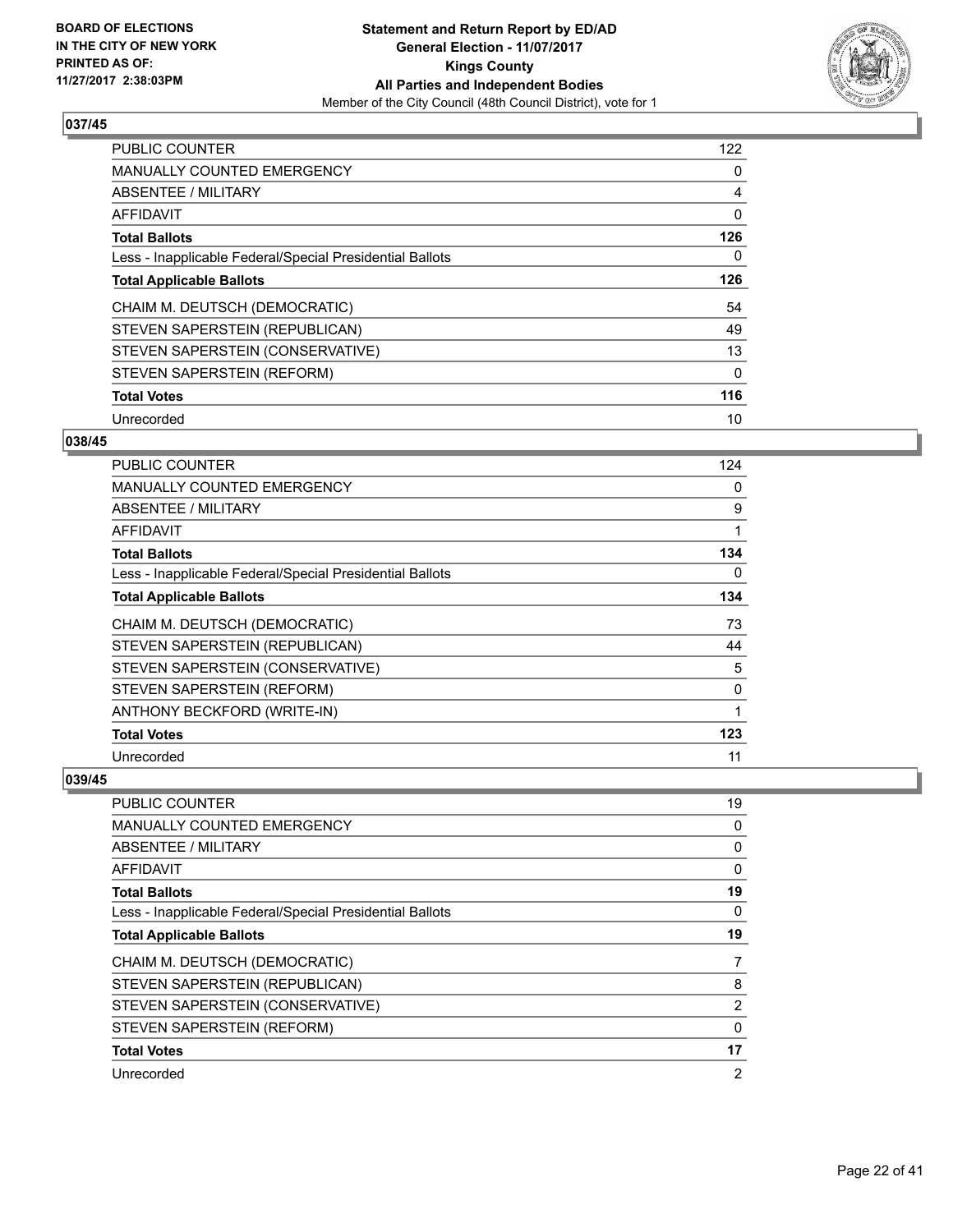### 037/45

| | |
|---|---|
| PUBLIC COUNTER | 122 |
| MANUALLY COUNTED EMERGENCY | 0 |
| ABSENTEE / MILITARY | 4 |
| AFFIDAVIT | 0 |
| **Total Ballots** | **126** |
| Less - Inapplicable Federal/Special Presidential Ballots | 0 |
| **Total Applicable Ballots** | **126** |
| CHAIM M. DEUTSCH (DEMOCRATIC) | 54 |
| STEVEN SAPERSTEIN (REPUBLICAN) | 49 |
| STEVEN SAPERSTEIN (CONSERVATIVE) | 13 |
| STEVEN SAPERSTEIN (REFORM) | 0 |
| **Total Votes** | **116** |
| Unrecorded | 10 |

### 038/45

| | |
|---|---|
| PUBLIC COUNTER | 124 |
| MANUALLY COUNTED EMERGENCY | 0 |
| ABSENTEE / MILITARY | 9 |
| AFFIDAVIT | 1 |
| **Total Ballots** | **134** |
| Less - Inapplicable Federal/Special Presidential Ballots | 0 |
| **Total Applicable Ballots** | **134** |
| CHAIM M. DEUTSCH (DEMOCRATIC) | 73 |
| STEVEN SAPERSTEIN (REPUBLICAN) | 44 |
| STEVEN SAPERSTEIN (CONSERVATIVE) | 5 |
| STEVEN SAPERSTEIN (REFORM) | 0 |
| ANTHONY BECKFORD (WRITE-IN) | 1 |
| **Total Votes** | **123** |
| Unrecorded | 11 |

### 039/45

| | |
|---|---|
| PUBLIC COUNTER | 19 |
| MANUALLY COUNTED EMERGENCY | 0 |
| ABSENTEE / MILITARY | 0 |
| AFFIDAVIT | 0 |
| **Total Ballots** | **19** |
| Less - Inapplicable Federal/Special Presidential Ballots | 0 |
| **Total Applicable Ballots** | **19** |
| CHAIM M. DEUTSCH (DEMOCRATIC) | 7 |
| STEVEN SAPERSTEIN (REPUBLICAN) | 8 |
| STEVEN SAPERSTEIN (CONSERVATIVE) | 2 |
| STEVEN SAPERSTEIN (REFORM) | 0 |
| **Total Votes** | **17** |
| Unrecorded | 2 |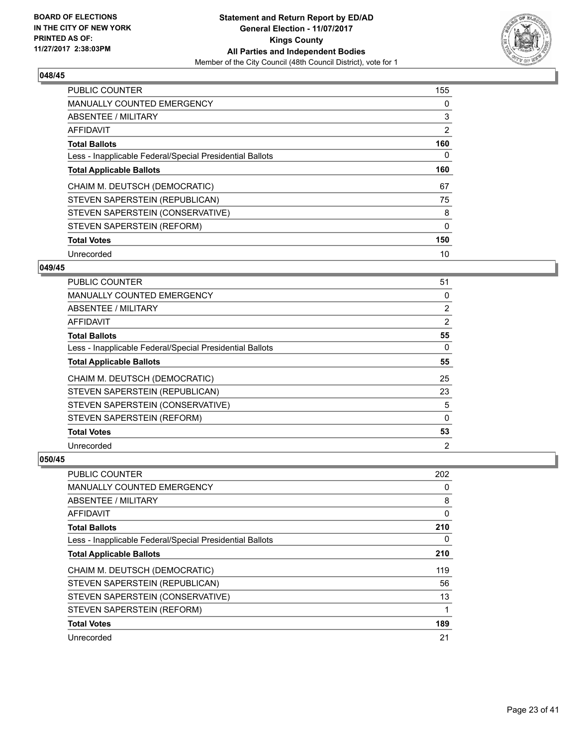**Statement and Return Report by ED/AD**
**General Election - 11/07/2017**
**Kings County**
**All Parties and Independent Bodies**
Member of the City Council (48th Council District), vote for 1

BOARD OF ELECTIONS
IN THE CITY OF NEW YORK
PRINTED AS OF:
11/27/2017 2:38:03PM

## 048/45

| | |
|---|---|
| PUBLIC COUNTER | 155 |
| MANUALLY COUNTED EMERGENCY | 0 |
| ABSENTEE / MILITARY | 3 |
| AFFIDAVIT | 2 |
| **Total Ballots** | **160** |
| Less - Inapplicable Federal/Special Presidential Ballots | 0 |
| **Total Applicable Ballots** | **160** |
| CHAIM M. DEUTSCH (DEMOCRATIC) | 67 |
| STEVEN SAPERSTEIN (REPUBLICAN) | 75 |
| STEVEN SAPERSTEIN (CONSERVATIVE) | 8 |
| STEVEN SAPERSTEIN (REFORM) | 0 |
| **Total Votes** | **150** |
| Unrecorded | 10 |

## 049/45

| | |
|---|---|
| PUBLIC COUNTER | 51 |
| MANUALLY COUNTED EMERGENCY | 0 |
| ABSENTEE / MILITARY | 2 |
| AFFIDAVIT | 2 |
| **Total Ballots** | **55** |
| Less - Inapplicable Federal/Special Presidential Ballots | 0 |
| **Total Applicable Ballots** | **55** |
| CHAIM M. DEUTSCH (DEMOCRATIC) | 25 |
| STEVEN SAPERSTEIN (REPUBLICAN) | 23 |
| STEVEN SAPERSTEIN (CONSERVATIVE) | 5 |
| STEVEN SAPERSTEIN (REFORM) | 0 |
| **Total Votes** | **53** |
| Unrecorded | 2 |

## 050/45

| | |
|---|---|
| PUBLIC COUNTER | 202 |
| MANUALLY COUNTED EMERGENCY | 0 |
| ABSENTEE / MILITARY | 8 |
| AFFIDAVIT | 0 |
| **Total Ballots** | **210** |
| Less - Inapplicable Federal/Special Presidential Ballots | 0 |
| **Total Applicable Ballots** | **210** |
| CHAIM M. DEUTSCH (DEMOCRATIC) | 119 |
| STEVEN SAPERSTEIN (REPUBLICAN) | 56 |
| STEVEN SAPERSTEIN (CONSERVATIVE) | 13 |
| STEVEN SAPERSTEIN (REFORM) | 1 |
| **Total Votes** | **189** |
| Unrecorded | 21 |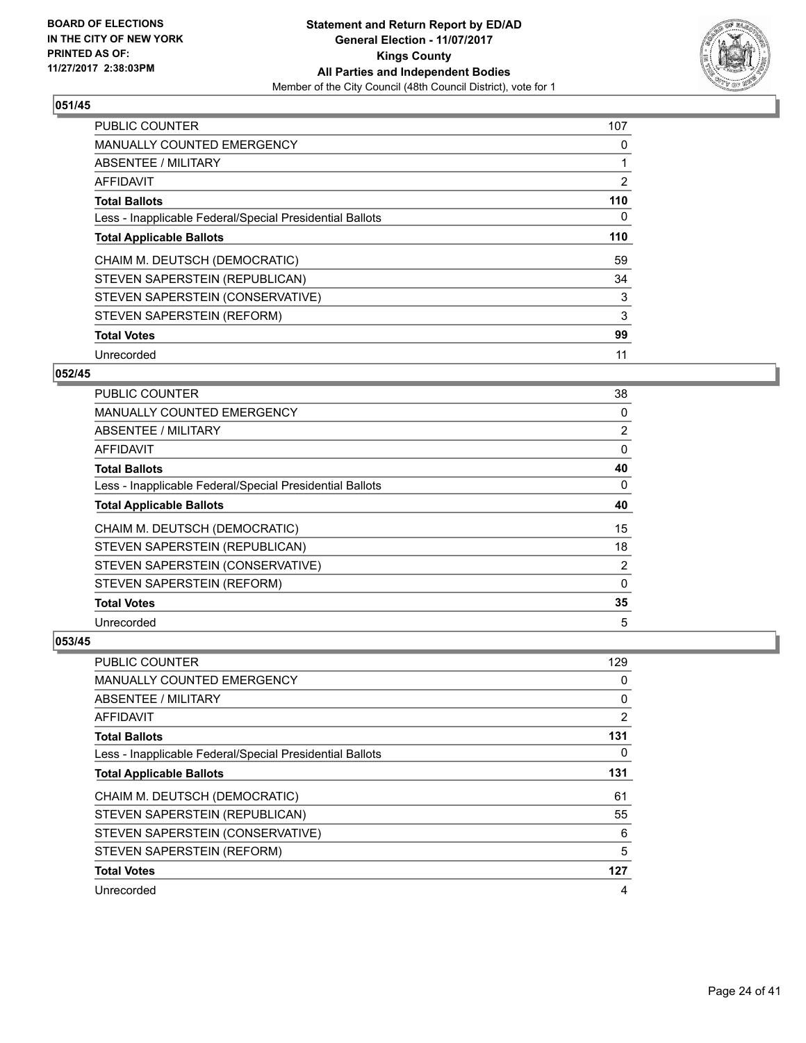## 051/45

| | |
|---|---|
| PUBLIC COUNTER | 107 |
| MANUALLY COUNTED EMERGENCY | 0 |
| ABSENTEE / MILITARY | 1 |
| AFFIDAVIT | 2 |
| **Total Ballots** | **110** |
| Less - Inapplicable Federal/Special Presidential Ballots | 0 |
| **Total Applicable Ballots** | **110** |
| CHAIM M. DEUTSCH (DEMOCRATIC) | 59 |
| STEVEN SAPERSTEIN (REPUBLICAN) | 34 |
| STEVEN SAPERSTEIN (CONSERVATIVE) | 3 |
| STEVEN SAPERSTEIN (REFORM) | 3 |
| **Total Votes** | **99** |
| Unrecorded | 11 |

## 052/45

| | |
|---|---|
| PUBLIC COUNTER | 38 |
| MANUALLY COUNTED EMERGENCY | 0 |
| ABSENTEE / MILITARY | 2 |
| AFFIDAVIT | 0 |
| **Total Ballots** | **40** |
| Less - Inapplicable Federal/Special Presidential Ballots | 0 |
| **Total Applicable Ballots** | **40** |
| CHAIM M. DEUTSCH (DEMOCRATIC) | 15 |
| STEVEN SAPERSTEIN (REPUBLICAN) | 18 |
| STEVEN SAPERSTEIN (CONSERVATIVE) | 2 |
| STEVEN SAPERSTEIN (REFORM) | 0 |
| **Total Votes** | **35** |
| Unrecorded | 5 |

## 053/45

| | |
|---|---|
| PUBLIC COUNTER | 129 |
| MANUALLY COUNTED EMERGENCY | 0 |
| ABSENTEE / MILITARY | 0 |
| AFFIDAVIT | 2 |
| **Total Ballots** | **131** |
| Less - Inapplicable Federal/Special Presidential Ballots | 0 |
| **Total Applicable Ballots** | **131** |
| CHAIM M. DEUTSCH (DEMOCRATIC) | 61 |
| STEVEN SAPERSTEIN (REPUBLICAN) | 55 |
| STEVEN SAPERSTEIN (CONSERVATIVE) | 6 |
| STEVEN SAPERSTEIN (REFORM) | 5 |
| **Total Votes** | **127** |
| Unrecorded | 4 |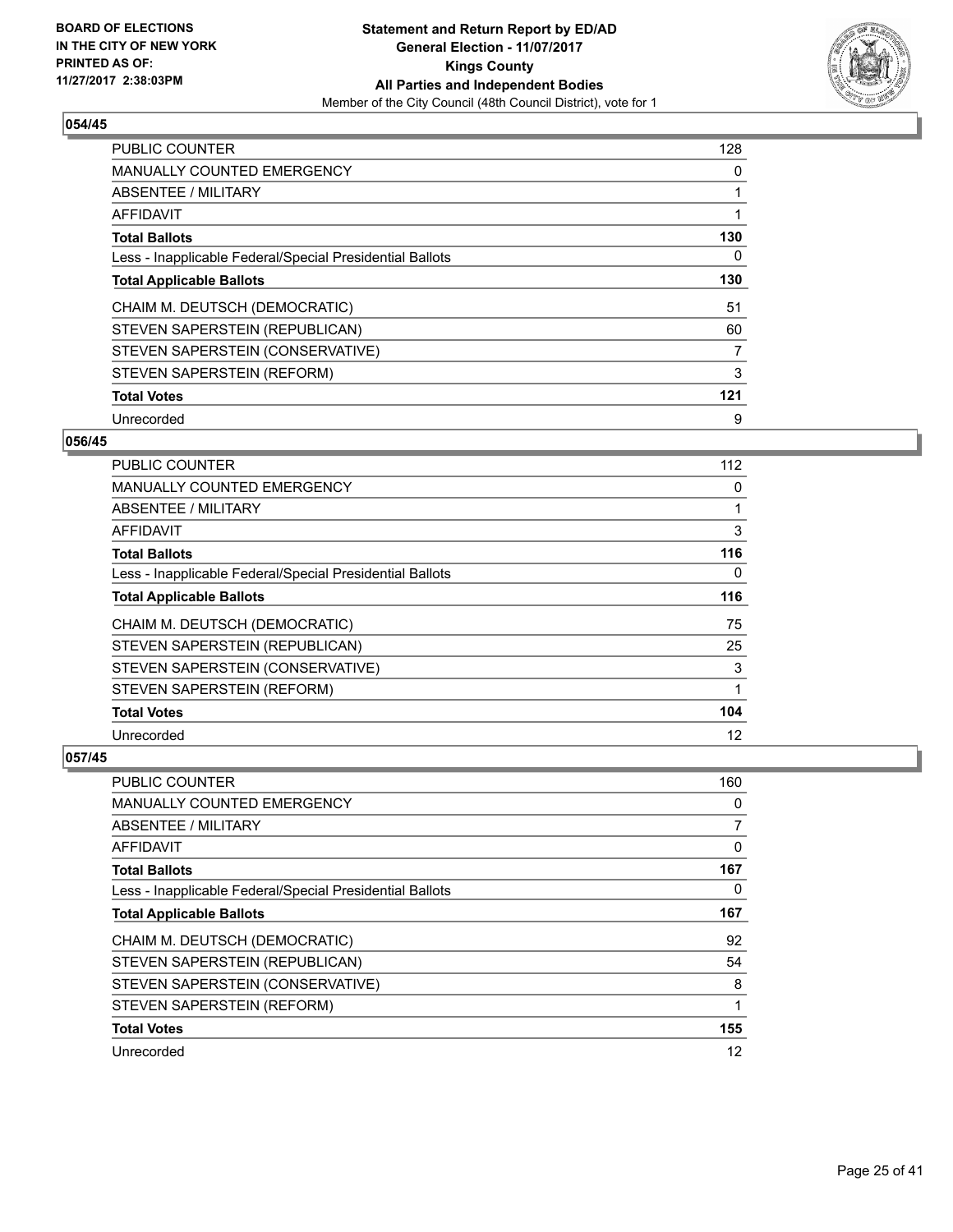BOARD OF ELECTIONS
IN THE CITY OF NEW YORK
PRINTED AS OF:
11/27/2017 2:38:03PM

**Statement and Return Report by ED/AD**
**General Election - 11/07/2017**
**Kings County**
**All Parties and Independent Bodies**
Member of the City Council (48th Council District), vote for 1

### 054/45

| | |
|---|---|
| PUBLIC COUNTER | 128 |
| MANUALLY COUNTED EMERGENCY | 0 |
| ABSENTEE / MILITARY | 1 |
| AFFIDAVIT | 1 |
| **Total Ballots** | **130** |
| Less - Inapplicable Federal/Special Presidential Ballots | 0 |
| **Total Applicable Ballots** | **130** |
| CHAIM M. DEUTSCH (DEMOCRATIC) | 51 |
| STEVEN SAPERSTEIN (REPUBLICAN) | 60 |
| STEVEN SAPERSTEIN (CONSERVATIVE) | 7 |
| STEVEN SAPERSTEIN (REFORM) | 3 |
| **Total Votes** | **121** |
| Unrecorded | 9 |

### 056/45

| | |
|---|---|
| PUBLIC COUNTER | 112 |
| MANUALLY COUNTED EMERGENCY | 0 |
| ABSENTEE / MILITARY | 1 |
| AFFIDAVIT | 3 |
| **Total Ballots** | **116** |
| Less - Inapplicable Federal/Special Presidential Ballots | 0 |
| **Total Applicable Ballots** | **116** |
| CHAIM M. DEUTSCH (DEMOCRATIC) | 75 |
| STEVEN SAPERSTEIN (REPUBLICAN) | 25 |
| STEVEN SAPERSTEIN (CONSERVATIVE) | 3 |
| STEVEN SAPERSTEIN (REFORM) | 1 |
| **Total Votes** | **104** |
| Unrecorded | 12 |

### 057/45

| | |
|---|---|
| PUBLIC COUNTER | 160 |
| MANUALLY COUNTED EMERGENCY | 0 |
| ABSENTEE / MILITARY | 7 |
| AFFIDAVIT | 0 |
| **Total Ballots** | **167** |
| Less - Inapplicable Federal/Special Presidential Ballots | 0 |
| **Total Applicable Ballots** | **167** |
| CHAIM M. DEUTSCH (DEMOCRATIC) | 92 |
| STEVEN SAPERSTEIN (REPUBLICAN) | 54 |
| STEVEN SAPERSTEIN (CONSERVATIVE) | 8 |
| STEVEN SAPERSTEIN (REFORM) | 1 |
| **Total Votes** | **155** |
| Unrecorded | 12 |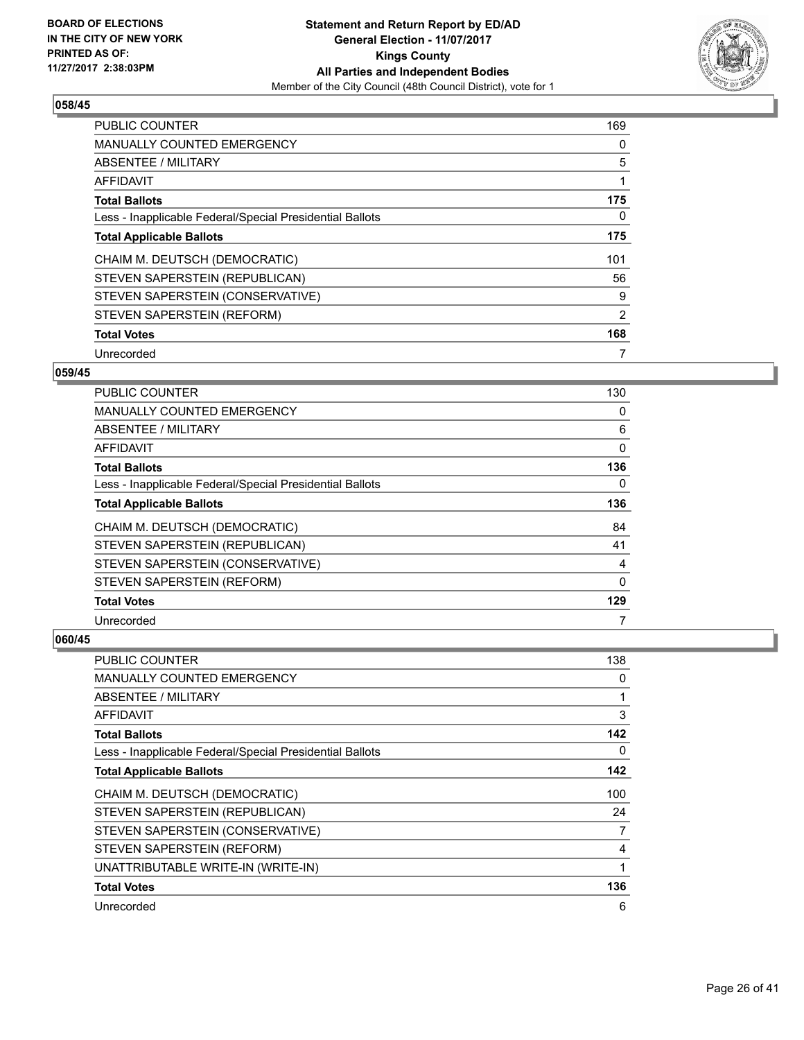**BOARD OF ELECTIONS IN THE CITY OF NEW YORK PRINTED AS OF: 11/27/2017 2:38:03PM**

**Statement and Return Report by ED/AD General Election - 11/07/2017 Kings County All Parties and Independent Bodies**

Member of the City Council (48th Council District), vote for 1

### 058/45

| | |
|---|---|
| PUBLIC COUNTER | 169 |
| MANUALLY COUNTED EMERGENCY | 0 |
| ABSENTEE / MILITARY | 5 |
| AFFIDAVIT | 1 |
| **Total Ballots** | **175** |
| Less - Inapplicable Federal/Special Presidential Ballots | 0 |
| **Total Applicable Ballots** | **175** |
| CHAIM M. DEUTSCH (DEMOCRATIC) | 101 |
| STEVEN SAPERSTEIN (REPUBLICAN) | 56 |
| STEVEN SAPERSTEIN (CONSERVATIVE) | 9 |
| STEVEN SAPERSTEIN (REFORM) | 2 |
| **Total Votes** | **168** |
| Unrecorded | 7 |

### 059/45

| | |
|---|---|
| PUBLIC COUNTER | 130 |
| MANUALLY COUNTED EMERGENCY | 0 |
| ABSENTEE / MILITARY | 6 |
| AFFIDAVIT | 0 |
| **Total Ballots** | **136** |
| Less - Inapplicable Federal/Special Presidential Ballots | 0 |
| **Total Applicable Ballots** | **136** |
| CHAIM M. DEUTSCH (DEMOCRATIC) | 84 |
| STEVEN SAPERSTEIN (REPUBLICAN) | 41 |
| STEVEN SAPERSTEIN (CONSERVATIVE) | 4 |
| STEVEN SAPERSTEIN (REFORM) | 0 |
| **Total Votes** | **129** |
| Unrecorded | 7 |

### 060/45

| | |
|---|---|
| PUBLIC COUNTER | 138 |
| MANUALLY COUNTED EMERGENCY | 0 |
| ABSENTEE / MILITARY | 1 |
| AFFIDAVIT | 3 |
| **Total Ballots** | **142** |
| Less - Inapplicable Federal/Special Presidential Ballots | 0 |
| **Total Applicable Ballots** | **142** |
| CHAIM M. DEUTSCH (DEMOCRATIC) | 100 |
| STEVEN SAPERSTEIN (REPUBLICAN) | 24 |
| STEVEN SAPERSTEIN (CONSERVATIVE) | 7 |
| STEVEN SAPERSTEIN (REFORM) | 4 |
| UNATTRIBUTABLE WRITE-IN (WRITE-IN) | 1 |
| **Total Votes** | **136** |
| Unrecorded | 6 |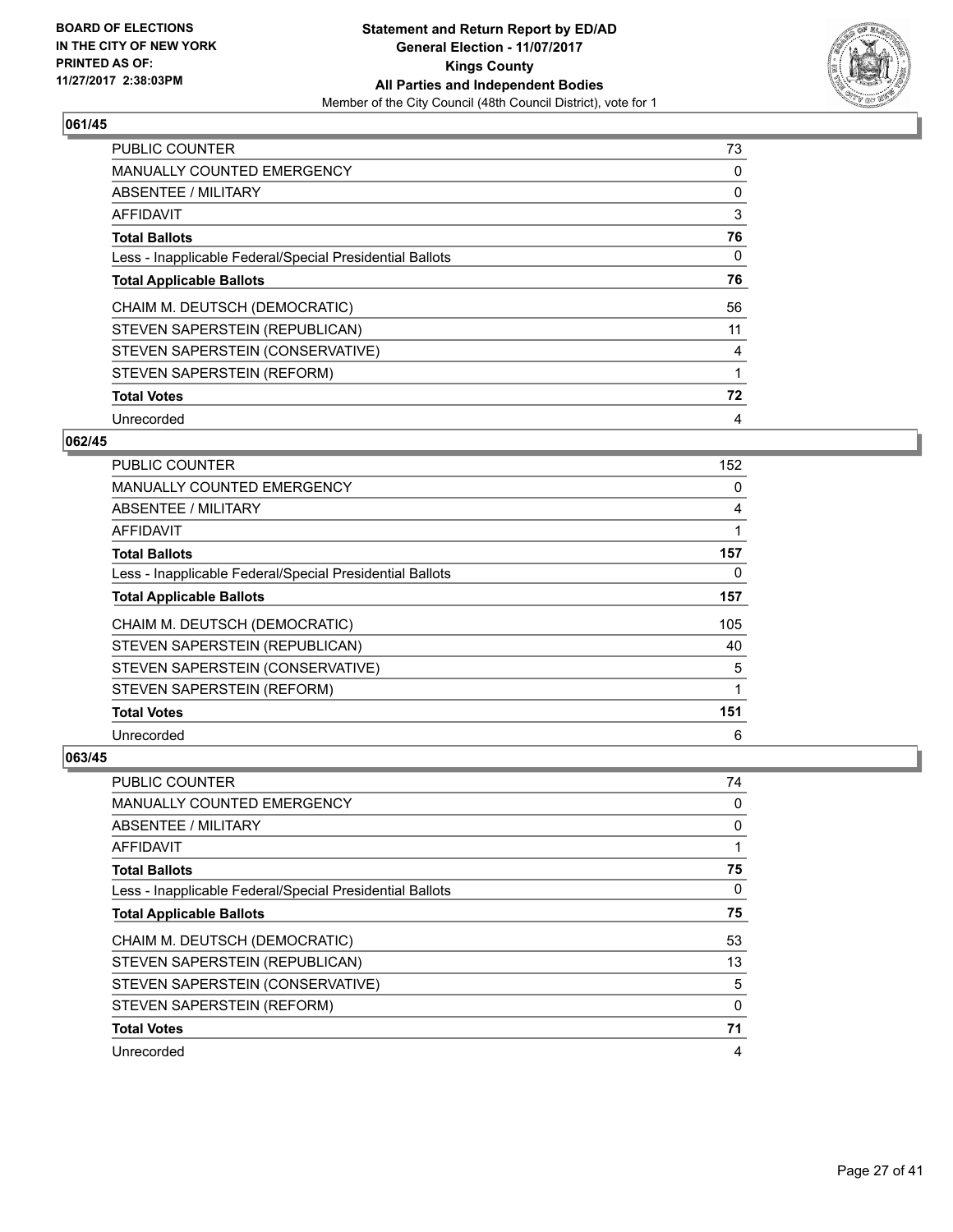BOARD OF ELECTIONS
IN THE CITY OF NEW YORK
PRINTED AS OF:
11/27/2017 2:38:03PM

**Statement and Return Report by ED/AD**
**General Election - 11/07/2017**
**Kings County**
**All Parties and Independent Bodies**
Member of the City Council (48th Council District), vote for 1

### 061/45

| | |
|---|---|
| PUBLIC COUNTER | 73 |
| MANUALLY COUNTED EMERGENCY | 0 |
| ABSENTEE / MILITARY | 0 |
| AFFIDAVIT | 3 |
| **Total Ballots** | **76** |
| Less - Inapplicable Federal/Special Presidential Ballots | 0 |
| **Total Applicable Ballots** | **76** |
| CHAIM M. DEUTSCH (DEMOCRATIC) | 56 |
| STEVEN SAPERSTEIN (REPUBLICAN) | 11 |
| STEVEN SAPERSTEIN (CONSERVATIVE) | 4 |
| STEVEN SAPERSTEIN (REFORM) | 1 |
| **Total Votes** | **72** |
| Unrecorded | 4 |

### 062/45

| | |
|---|---|
| PUBLIC COUNTER | 152 |
| MANUALLY COUNTED EMERGENCY | 0 |
| ABSENTEE / MILITARY | 4 |
| AFFIDAVIT | 1 |
| **Total Ballots** | **157** |
| Less - Inapplicable Federal/Special Presidential Ballots | 0 |
| **Total Applicable Ballots** | **157** |
| CHAIM M. DEUTSCH (DEMOCRATIC) | 105 |
| STEVEN SAPERSTEIN (REPUBLICAN) | 40 |
| STEVEN SAPERSTEIN (CONSERVATIVE) | 5 |
| STEVEN SAPERSTEIN (REFORM) | 1 |
| **Total Votes** | **151** |
| Unrecorded | 6 |

### 063/45

| | |
|---|---|
| PUBLIC COUNTER | 74 |
| MANUALLY COUNTED EMERGENCY | 0 |
| ABSENTEE / MILITARY | 0 |
| AFFIDAVIT | 1 |
| **Total Ballots** | **75** |
| Less - Inapplicable Federal/Special Presidential Ballots | 0 |
| **Total Applicable Ballots** | **75** |
| CHAIM M. DEUTSCH (DEMOCRATIC) | 53 |
| STEVEN SAPERSTEIN (REPUBLICAN) | 13 |
| STEVEN SAPERSTEIN (CONSERVATIVE) | 5 |
| STEVEN SAPERSTEIN (REFORM) | 0 |
| **Total Votes** | **71** |
| Unrecorded | 4 |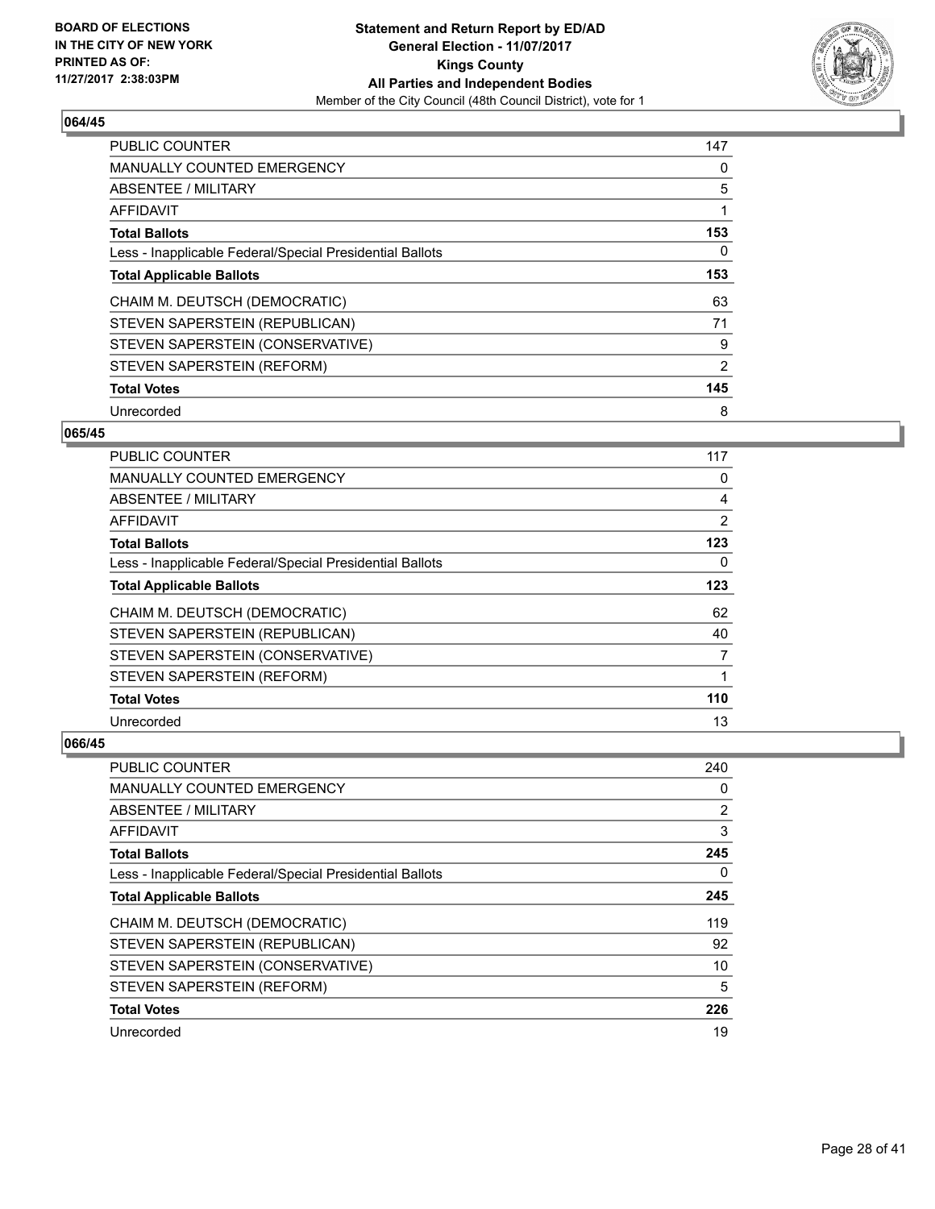## 064/45

| | |
|---|---|
| PUBLIC COUNTER | 147 |
| MANUALLY COUNTED EMERGENCY | 0 |
| ABSENTEE / MILITARY | 5 |
| AFFIDAVIT | 1 |
| **Total Ballots** | **153** |
| Less - Inapplicable Federal/Special Presidential Ballots | 0 |
| **Total Applicable Ballots** | **153** |
| CHAIM M. DEUTSCH (DEMOCRATIC) | 63 |
| STEVEN SAPERSTEIN (REPUBLICAN) | 71 |
| STEVEN SAPERSTEIN (CONSERVATIVE) | 9 |
| STEVEN SAPERSTEIN (REFORM) | 2 |
| **Total Votes** | **145** |
| Unrecorded | 8 |

## 065/45

| | |
|---|---|
| PUBLIC COUNTER | 117 |
| MANUALLY COUNTED EMERGENCY | 0 |
| ABSENTEE / MILITARY | 4 |
| AFFIDAVIT | 2 |
| **Total Ballots** | **123** |
| Less - Inapplicable Federal/Special Presidential Ballots | 0 |
| **Total Applicable Ballots** | **123** |
| CHAIM M. DEUTSCH (DEMOCRATIC) | 62 |
| STEVEN SAPERSTEIN (REPUBLICAN) | 40 |
| STEVEN SAPERSTEIN (CONSERVATIVE) | 7 |
| STEVEN SAPERSTEIN (REFORM) | 1 |
| **Total Votes** | **110** |
| Unrecorded | 13 |

## 066/45

| | |
|---|---|
| PUBLIC COUNTER | 240 |
| MANUALLY COUNTED EMERGENCY | 0 |
| ABSENTEE / MILITARY | 2 |
| AFFIDAVIT | 3 |
| **Total Ballots** | **245** |
| Less - Inapplicable Federal/Special Presidential Ballots | 0 |
| **Total Applicable Ballots** | **245** |
| CHAIM M. DEUTSCH (DEMOCRATIC) | 119 |
| STEVEN SAPERSTEIN (REPUBLICAN) | 92 |
| STEVEN SAPERSTEIN (CONSERVATIVE) | 10 |
| STEVEN SAPERSTEIN (REFORM) | 5 |
| **Total Votes** | **226** |
| Unrecorded | 19 |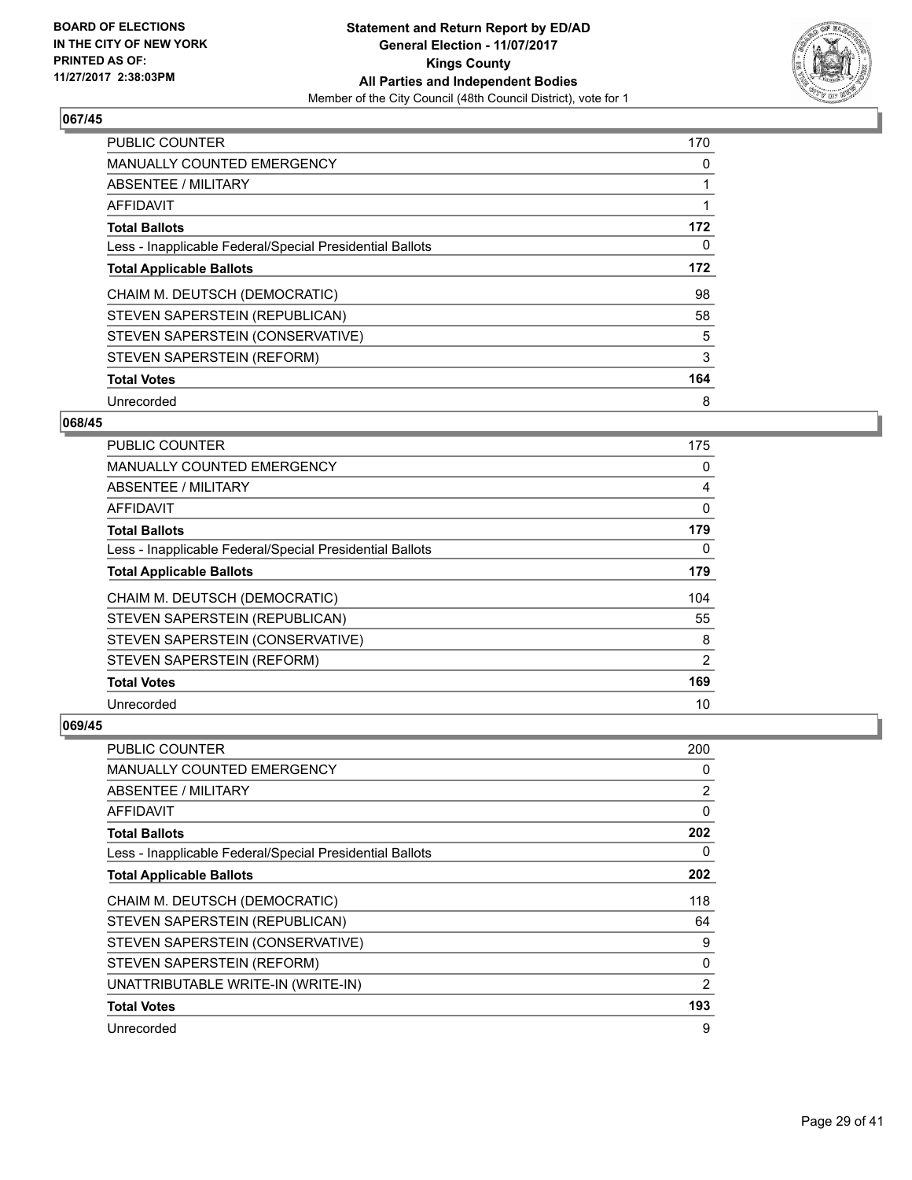**BOARD OF ELECTIONS IN THE CITY OF NEW YORK PRINTED AS OF: 11/27/2017 2:38:03PM**

**Statement and Return Report by ED/AD General Election - 11/07/2017 Kings County All Parties and Independent Bodies**
Member of the City Council (48th Council District), vote for 1

## 067/45

| | |
|---|---|
| PUBLIC COUNTER | 170 |
| MANUALLY COUNTED EMERGENCY | 0 |
| ABSENTEE / MILITARY | 1 |
| AFFIDAVIT | 1 |
| **Total Ballots** | **172** |
| Less - Inapplicable Federal/Special Presidential Ballots | 0 |
| **Total Applicable Ballots** | **172** |
| CHAIM M. DEUTSCH (DEMOCRATIC) | 98 |
| STEVEN SAPERSTEIN (REPUBLICAN) | 58 |
| STEVEN SAPERSTEIN (CONSERVATIVE) | 5 |
| STEVEN SAPERSTEIN (REFORM) | 3 |
| **Total Votes** | **164** |
| Unrecorded | 8 |

## 068/45

| | |
|---|---|
| PUBLIC COUNTER | 175 |
| MANUALLY COUNTED EMERGENCY | 0 |
| ABSENTEE / MILITARY | 4 |
| AFFIDAVIT | 0 |
| **Total Ballots** | **179** |
| Less - Inapplicable Federal/Special Presidential Ballots | 0 |
| **Total Applicable Ballots** | **179** |
| CHAIM M. DEUTSCH (DEMOCRATIC) | 104 |
| STEVEN SAPERSTEIN (REPUBLICAN) | 55 |
| STEVEN SAPERSTEIN (CONSERVATIVE) | 8 |
| STEVEN SAPERSTEIN (REFORM) | 2 |
| **Total Votes** | **169** |
| Unrecorded | 10 |

## 069/45

| | |
|---|---|
| PUBLIC COUNTER | 200 |
| MANUALLY COUNTED EMERGENCY | 0 |
| ABSENTEE / MILITARY | 2 |
| AFFIDAVIT | 0 |
| **Total Ballots** | **202** |
| Less - Inapplicable Federal/Special Presidential Ballots | 0 |
| **Total Applicable Ballots** | **202** |
| CHAIM M. DEUTSCH (DEMOCRATIC) | 118 |
| STEVEN SAPERSTEIN (REPUBLICAN) | 64 |
| STEVEN SAPERSTEIN (CONSERVATIVE) | 9 |
| STEVEN SAPERSTEIN (REFORM) | 0 |
| UNATTRIBUTABLE WRITE-IN (WRITE-IN) | 2 |
| **Total Votes** | **193** |
| Unrecorded | 9 |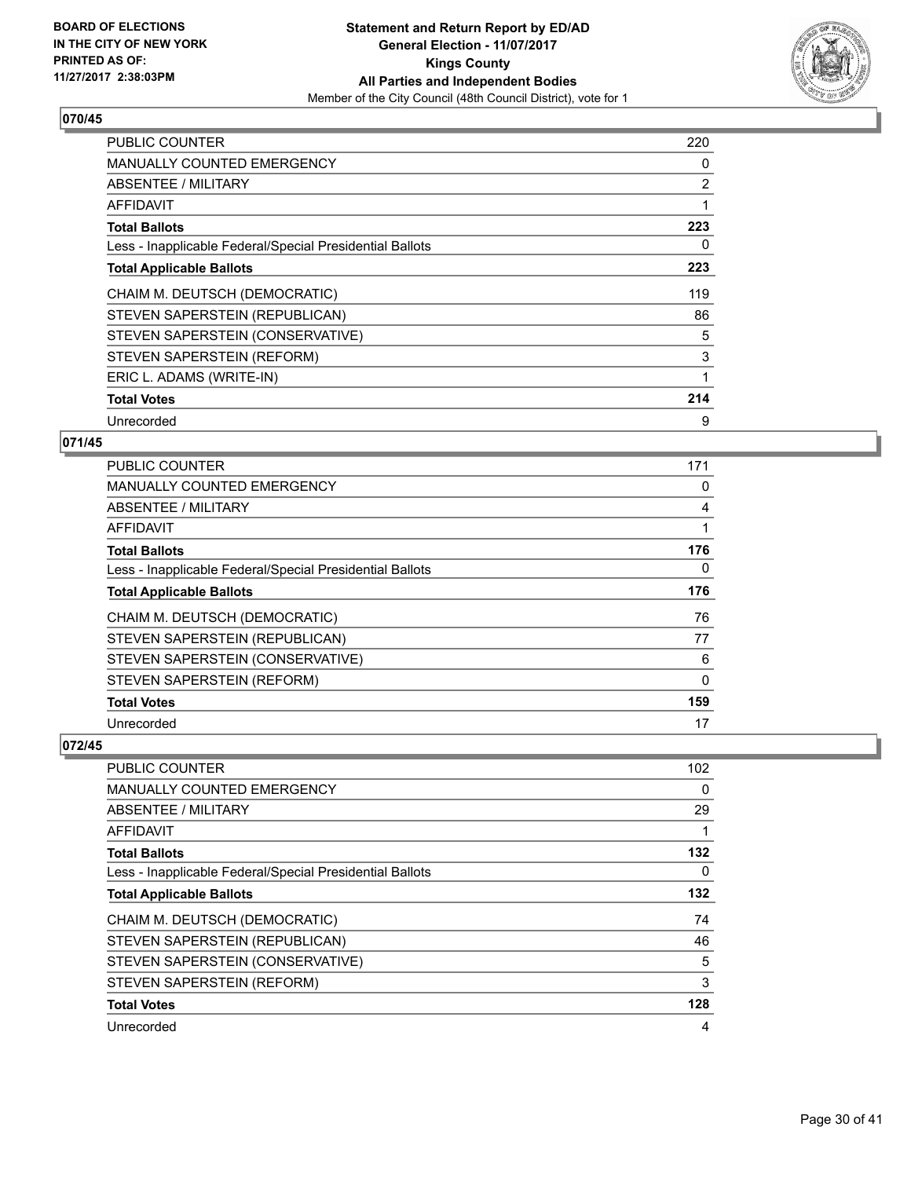**BOARD OF ELECTIONS IN THE CITY OF NEW YORK PRINTED AS OF: 11/27/2017 2:38:03PM**

**Statement and Return Report by ED/AD General Election - 11/07/2017 Kings County All Parties and Independent Bodies**
Member of the City Council (48th Council District), vote for 1

## 070/45

| | |
|---|---|
| PUBLIC COUNTER | 220 |
| MANUALLY COUNTED EMERGENCY | 0 |
| ABSENTEE / MILITARY | 2 |
| AFFIDAVIT | 1 |
| **Total Ballots** | **223** |
| Less - Inapplicable Federal/Special Presidential Ballots | 0 |
| **Total Applicable Ballots** | **223** |
| CHAIM M. DEUTSCH (DEMOCRATIC) | 119 |
| STEVEN SAPERSTEIN (REPUBLICAN) | 86 |
| STEVEN SAPERSTEIN (CONSERVATIVE) | 5 |
| STEVEN SAPERSTEIN (REFORM) | 3 |
| ERIC L. ADAMS (WRITE-IN) | 1 |
| **Total Votes** | **214** |
| Unrecorded | 9 |

## 071/45

| | |
|---|---|
| PUBLIC COUNTER | 171 |
| MANUALLY COUNTED EMERGENCY | 0 |
| ABSENTEE / MILITARY | 4 |
| AFFIDAVIT | 1 |
| **Total Ballots** | **176** |
| Less - Inapplicable Federal/Special Presidential Ballots | 0 |
| **Total Applicable Ballots** | **176** |
| CHAIM M. DEUTSCH (DEMOCRATIC) | 76 |
| STEVEN SAPERSTEIN (REPUBLICAN) | 77 |
| STEVEN SAPERSTEIN (CONSERVATIVE) | 6 |
| STEVEN SAPERSTEIN (REFORM) | 0 |
| **Total Votes** | **159** |
| Unrecorded | 17 |

## 072/45

| | |
|---|---|
| PUBLIC COUNTER | 102 |
| MANUALLY COUNTED EMERGENCY | 0 |
| ABSENTEE / MILITARY | 29 |
| AFFIDAVIT | 1 |
| **Total Ballots** | **132** |
| Less - Inapplicable Federal/Special Presidential Ballots | 0 |
| **Total Applicable Ballots** | **132** |
| CHAIM M. DEUTSCH (DEMOCRATIC) | 74 |
| STEVEN SAPERSTEIN (REPUBLICAN) | 46 |
| STEVEN SAPERSTEIN (CONSERVATIVE) | 5 |
| STEVEN SAPERSTEIN (REFORM) | 3 |
| **Total Votes** | **128** |
| Unrecorded | 4 |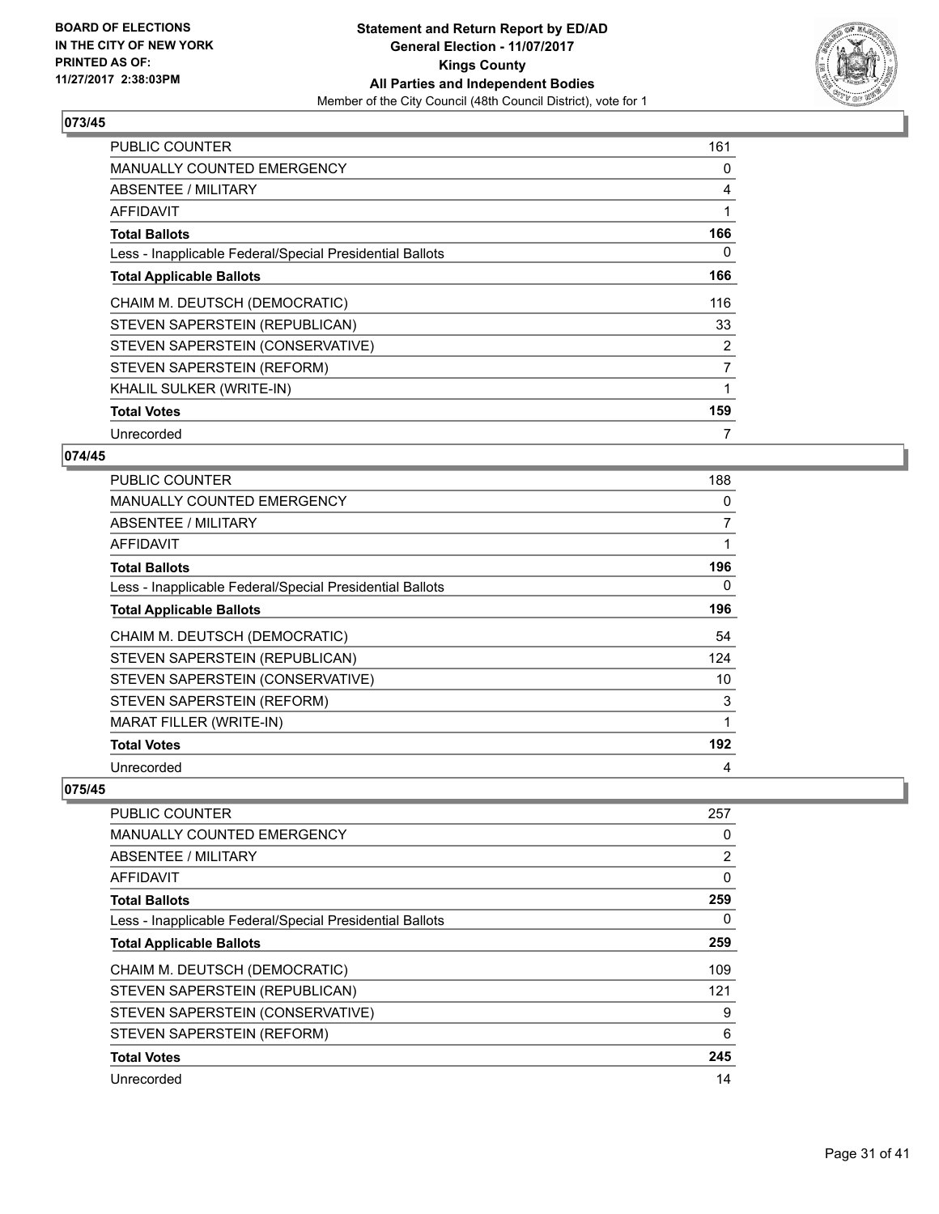**BOARD OF ELECTIONS IN THE CITY OF NEW YORK PRINTED AS OF: 11/27/2017 2:38:03PM**

**Statement and Return Report by ED/AD General Election - 11/07/2017 Kings County All Parties and Independent Bodies**

Member of the City Council (48th Council District), vote for 1

## 073/45

| | |
|---|---|
| PUBLIC COUNTER | 161 |
| MANUALLY COUNTED EMERGENCY | 0 |
| ABSENTEE / MILITARY | 4 |
| AFFIDAVIT | 1 |
| **Total Ballots** | **166** |
| Less - Inapplicable Federal/Special Presidential Ballots | 0 |
| **Total Applicable Ballots** | **166** |
| CHAIM M. DEUTSCH (DEMOCRATIC) | 116 |
| STEVEN SAPERSTEIN (REPUBLICAN) | 33 |
| STEVEN SAPERSTEIN (CONSERVATIVE) | 2 |
| STEVEN SAPERSTEIN (REFORM) | 7 |
| KHALIL SULKER (WRITE-IN) | 1 |
| **Total Votes** | **159** |
| Unrecorded | 7 |

## 074/45

| | |
|---|---|
| PUBLIC COUNTER | 188 |
| MANUALLY COUNTED EMERGENCY | 0 |
| ABSENTEE / MILITARY | 7 |
| AFFIDAVIT | 1 |
| **Total Ballots** | **196** |
| Less - Inapplicable Federal/Special Presidential Ballots | 0 |
| **Total Applicable Ballots** | **196** |
| CHAIM M. DEUTSCH (DEMOCRATIC) | 54 |
| STEVEN SAPERSTEIN (REPUBLICAN) | 124 |
| STEVEN SAPERSTEIN (CONSERVATIVE) | 10 |
| STEVEN SAPERSTEIN (REFORM) | 3 |
| MARAT FILLER (WRITE-IN) | 1 |
| **Total Votes** | **192** |
| Unrecorded | 4 |

## 075/45

| | |
|---|---|
| PUBLIC COUNTER | 257 |
| MANUALLY COUNTED EMERGENCY | 0 |
| ABSENTEE / MILITARY | 2 |
| AFFIDAVIT | 0 |
| **Total Ballots** | **259** |
| Less - Inapplicable Federal/Special Presidential Ballots | 0 |
| **Total Applicable Ballots** | **259** |
| CHAIM M. DEUTSCH (DEMOCRATIC) | 109 |
| STEVEN SAPERSTEIN (REPUBLICAN) | 121 |
| STEVEN SAPERSTEIN (CONSERVATIVE) | 9 |
| STEVEN SAPERSTEIN (REFORM) | 6 |
| **Total Votes** | **245** |
| Unrecorded | 14 |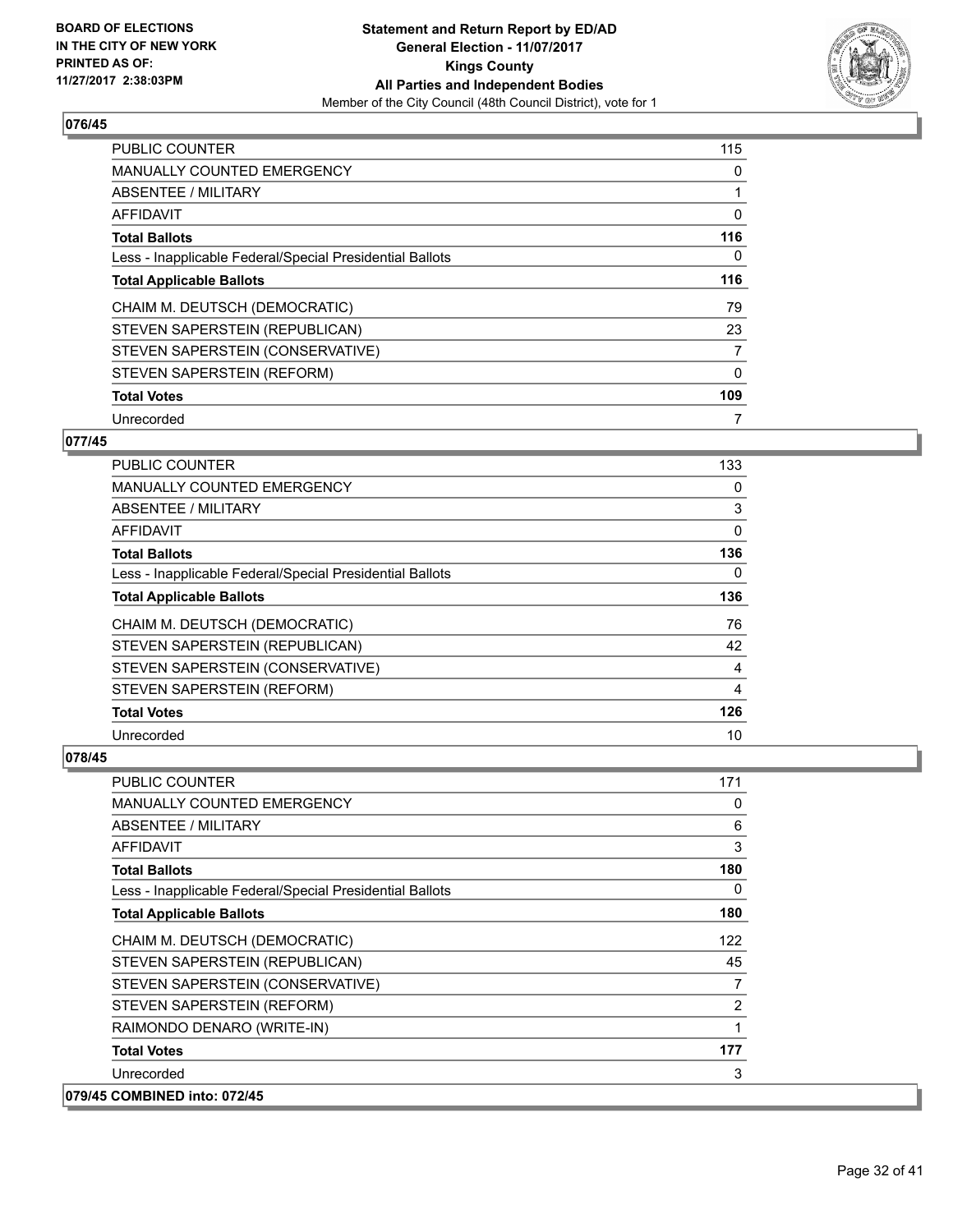### 076/45

| | |
|---|---|
| PUBLIC COUNTER | 115 |
| MANUALLY COUNTED EMERGENCY | 0 |
| ABSENTEE / MILITARY | 1 |
| AFFIDAVIT | 0 |
| **Total Ballots** | **116** |
| Less - Inapplicable Federal/Special Presidential Ballots | 0 |
| **Total Applicable Ballots** | **116** |
| CHAIM M. DEUTSCH (DEMOCRATIC) | 79 |
| STEVEN SAPERSTEIN (REPUBLICAN) | 23 |
| STEVEN SAPERSTEIN (CONSERVATIVE) | 7 |
| STEVEN SAPERSTEIN (REFORM) | 0 |
| **Total Votes** | **109** |
| Unrecorded | 7 |

### 077/45

| | |
|---|---|
| PUBLIC COUNTER | 133 |
| MANUALLY COUNTED EMERGENCY | 0 |
| ABSENTEE / MILITARY | 3 |
| AFFIDAVIT | 0 |
| **Total Ballots** | **136** |
| Less - Inapplicable Federal/Special Presidential Ballots | 0 |
| **Total Applicable Ballots** | **136** |
| CHAIM M. DEUTSCH (DEMOCRATIC) | 76 |
| STEVEN SAPERSTEIN (REPUBLICAN) | 42 |
| STEVEN SAPERSTEIN (CONSERVATIVE) | 4 |
| STEVEN SAPERSTEIN (REFORM) | 4 |
| **Total Votes** | **126** |
| Unrecorded | 10 |

### 078/45

| | |
|---|---|
| PUBLIC COUNTER | 171 |
| MANUALLY COUNTED EMERGENCY | 0 |
| ABSENTEE / MILITARY | 6 |
| AFFIDAVIT | 3 |
| **Total Ballots** | **180** |
| Less - Inapplicable Federal/Special Presidential Ballots | 0 |
| **Total Applicable Ballots** | **180** |
| CHAIM M. DEUTSCH (DEMOCRATIC) | 122 |
| STEVEN SAPERSTEIN (REPUBLICAN) | 45 |
| STEVEN SAPERSTEIN (CONSERVATIVE) | 7 |
| STEVEN SAPERSTEIN (REFORM) | 2 |
| RAIMONDO DENARO (WRITE-IN) | 1 |
| **Total Votes** | **177** |
| Unrecorded | 3 |

### 079/45 COMBINED into: 072/45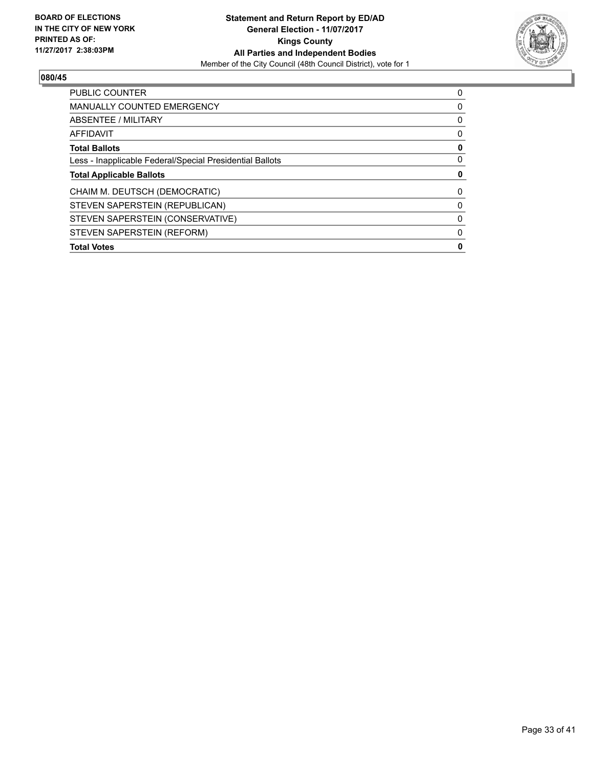**BOARD OF ELECTIONS IN THE CITY OF NEW YORK PRINTED AS OF: 11/27/2017 2:38:03PM**

**Statement and Return Report by ED/AD**
**General Election - 11/07/2017**
**Kings County**
**All Parties and Independent Bodies**
Member of the City Council (48th Council District), vote for 1

**080/45**

| | |
|---|---|
| PUBLIC COUNTER | 0 |
| MANUALLY COUNTED EMERGENCY | 0 |
| ABSENTEE / MILITARY | 0 |
| AFFIDAVIT | 0 |
| **Total Ballots** | **0** |
| Less - Inapplicable Federal/Special Presidential Ballots | 0 |
| **Total Applicable Ballots** | **0** |
| CHAIM M. DEUTSCH (DEMOCRATIC) | 0 |
| STEVEN SAPERSTEIN (REPUBLICAN) | 0 |
| STEVEN SAPERSTEIN (CONSERVATIVE) | 0 |
| STEVEN SAPERSTEIN (REFORM) | 0 |
| **Total Votes** | **0** |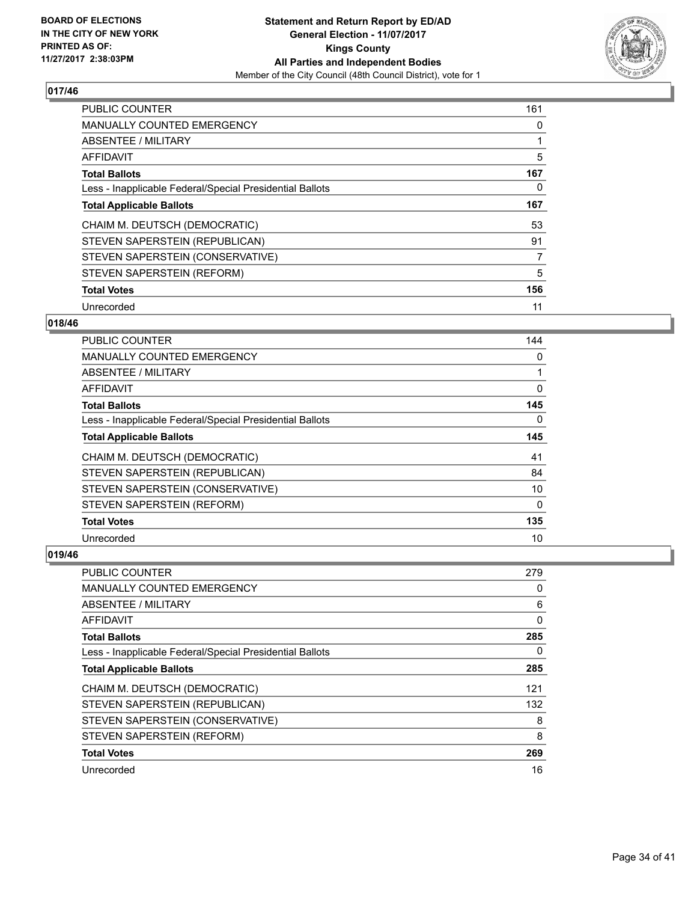**BOARD OF ELECTIONS IN THE CITY OF NEW YORK PRINTED AS OF: 11/27/2017 2:38:03PM**

**Statement and Return Report by ED/AD**
**General Election - 11/07/2017**
**Kings County**
**All Parties and Independent Bodies**
Member of the City Council (48th Council District), vote for 1

## 017/46

| | |
|---|---|
| PUBLIC COUNTER | 161 |
| MANUALLY COUNTED EMERGENCY | 0 |
| ABSENTEE / MILITARY | 1 |
| AFFIDAVIT | 5 |
| **Total Ballots** | **167** |
| Less - Inapplicable Federal/Special Presidential Ballots | 0 |
| **Total Applicable Ballots** | **167** |
| CHAIM M. DEUTSCH (DEMOCRATIC) | 53 |
| STEVEN SAPERSTEIN (REPUBLICAN) | 91 |
| STEVEN SAPERSTEIN (CONSERVATIVE) | 7 |
| STEVEN SAPERSTEIN (REFORM) | 5 |
| **Total Votes** | **156** |
| Unrecorded | 11 |

## 018/46

| | |
|---|---|
| PUBLIC COUNTER | 144 |
| MANUALLY COUNTED EMERGENCY | 0 |
| ABSENTEE / MILITARY | 1 |
| AFFIDAVIT | 0 |
| **Total Ballots** | **145** |
| Less - Inapplicable Federal/Special Presidential Ballots | 0 |
| **Total Applicable Ballots** | **145** |
| CHAIM M. DEUTSCH (DEMOCRATIC) | 41 |
| STEVEN SAPERSTEIN (REPUBLICAN) | 84 |
| STEVEN SAPERSTEIN (CONSERVATIVE) | 10 |
| STEVEN SAPERSTEIN (REFORM) | 0 |
| **Total Votes** | **135** |
| Unrecorded | 10 |

## 019/46

| | |
|---|---|
| PUBLIC COUNTER | 279 |
| MANUALLY COUNTED EMERGENCY | 0 |
| ABSENTEE / MILITARY | 6 |
| AFFIDAVIT | 0 |
| **Total Ballots** | **285** |
| Less - Inapplicable Federal/Special Presidential Ballots | 0 |
| **Total Applicable Ballots** | **285** |
| CHAIM M. DEUTSCH (DEMOCRATIC) | 121 |
| STEVEN SAPERSTEIN (REPUBLICAN) | 132 |
| STEVEN SAPERSTEIN (CONSERVATIVE) | 8 |
| STEVEN SAPERSTEIN (REFORM) | 8 |
| **Total Votes** | **269** |
| Unrecorded | 16 |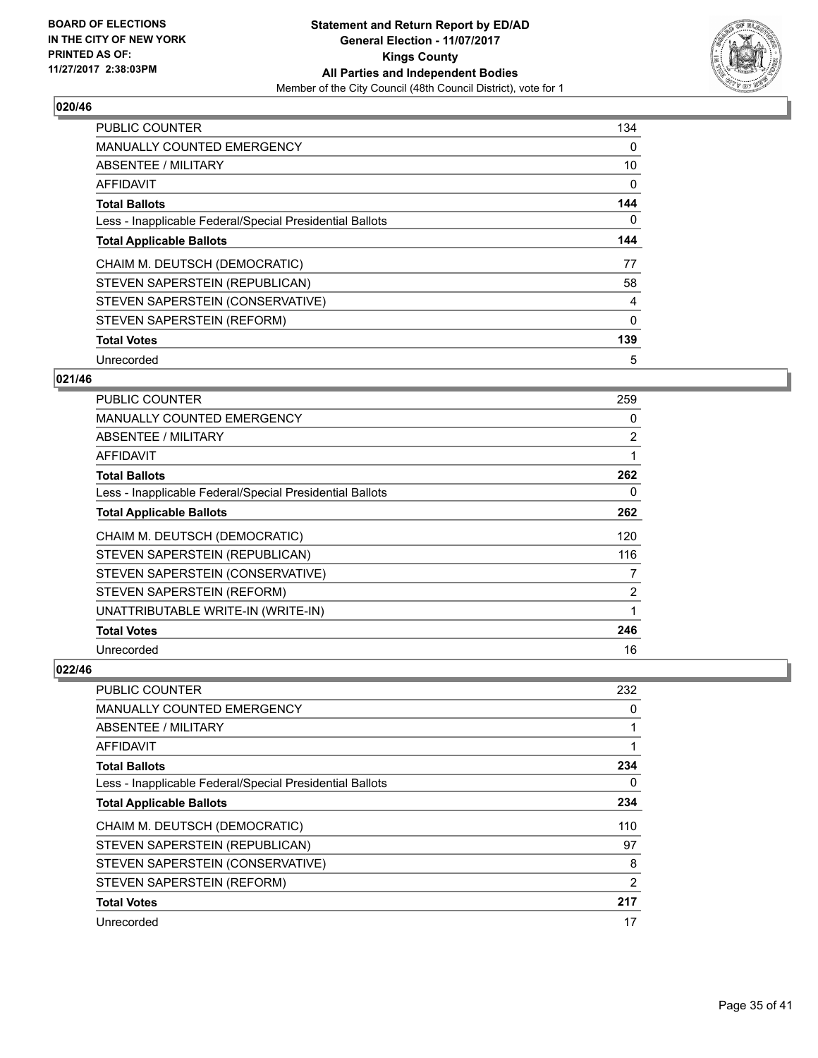**BOARD OF ELECTIONS IN THE CITY OF NEW YORK PRINTED AS OF: 11/27/2017 2:38:03PM**

**Statement and Return Report by ED/AD General Election - 11/07/2017 Kings County All Parties and Independent Bodies**
Member of the City Council (48th Council District), vote for 1

### 020/46

| | |
|---|---|
| PUBLIC COUNTER | 134 |
| MANUALLY COUNTED EMERGENCY | 0 |
| ABSENTEE / MILITARY | 10 |
| AFFIDAVIT | 0 |
| **Total Ballots** | **144** |
| Less - Inapplicable Federal/Special Presidential Ballots | 0 |
| **Total Applicable Ballots** | **144** |
| CHAIM M. DEUTSCH (DEMOCRATIC) | 77 |
| STEVEN SAPERSTEIN (REPUBLICAN) | 58 |
| STEVEN SAPERSTEIN (CONSERVATIVE) | 4 |
| STEVEN SAPERSTEIN (REFORM) | 0 |
| **Total Votes** | **139** |
| Unrecorded | 5 |

### 021/46

| | |
|---|---|
| PUBLIC COUNTER | 259 |
| MANUALLY COUNTED EMERGENCY | 0 |
| ABSENTEE / MILITARY | 2 |
| AFFIDAVIT | 1 |
| **Total Ballots** | **262** |
| Less - Inapplicable Federal/Special Presidential Ballots | 0 |
| **Total Applicable Ballots** | **262** |
| CHAIM M. DEUTSCH (DEMOCRATIC) | 120 |
| STEVEN SAPERSTEIN (REPUBLICAN) | 116 |
| STEVEN SAPERSTEIN (CONSERVATIVE) | 7 |
| STEVEN SAPERSTEIN (REFORM) | 2 |
| UNATTRIBUTABLE WRITE-IN (WRITE-IN) | 1 |
| **Total Votes** | **246** |
| Unrecorded | 16 |

### 022/46

| | |
|---|---|
| PUBLIC COUNTER | 232 |
| MANUALLY COUNTED EMERGENCY | 0 |
| ABSENTEE / MILITARY | 1 |
| AFFIDAVIT | 1 |
| **Total Ballots** | **234** |
| Less - Inapplicable Federal/Special Presidential Ballots | 0 |
| **Total Applicable Ballots** | **234** |
| CHAIM M. DEUTSCH (DEMOCRATIC) | 110 |
| STEVEN SAPERSTEIN (REPUBLICAN) | 97 |
| STEVEN SAPERSTEIN (CONSERVATIVE) | 8 |
| STEVEN SAPERSTEIN (REFORM) | 2 |
| **Total Votes** | **217** |
| Unrecorded | 17 |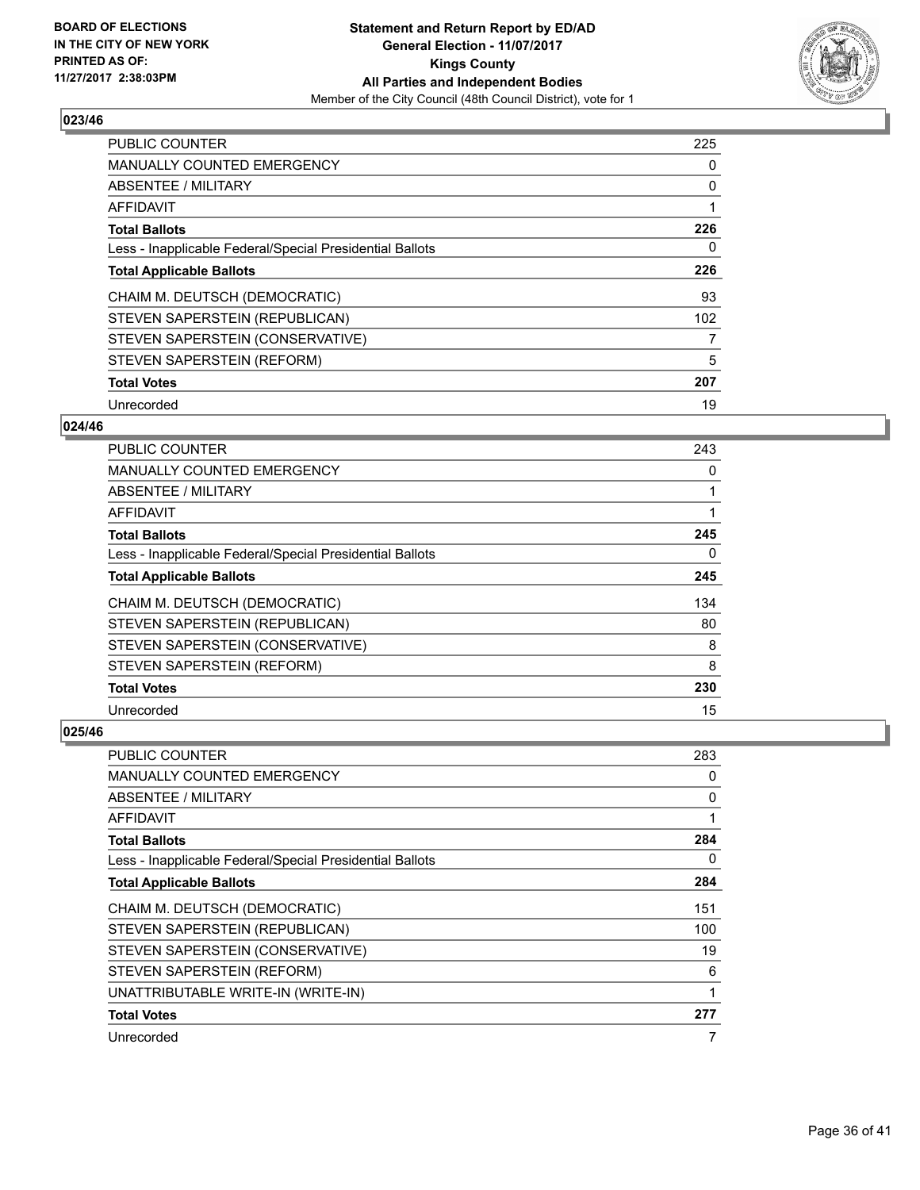## 023/46

| | |
|---|---|
| PUBLIC COUNTER | 225 |
| MANUALLY COUNTED EMERGENCY | 0 |
| ABSENTEE / MILITARY | 0 |
| AFFIDAVIT | 1 |
| **Total Ballots** | **226** |
| Less - Inapplicable Federal/Special Presidential Ballots | 0 |
| **Total Applicable Ballots** | **226** |
| CHAIM M. DEUTSCH (DEMOCRATIC) | 93 |
| STEVEN SAPERSTEIN (REPUBLICAN) | 102 |
| STEVEN SAPERSTEIN (CONSERVATIVE) | 7 |
| STEVEN SAPERSTEIN (REFORM) | 5 |
| **Total Votes** | **207** |
| Unrecorded | 19 |

## 024/46

| | |
|---|---|
| PUBLIC COUNTER | 243 |
| MANUALLY COUNTED EMERGENCY | 0 |
| ABSENTEE / MILITARY | 1 |
| AFFIDAVIT | 1 |
| **Total Ballots** | **245** |
| Less - Inapplicable Federal/Special Presidential Ballots | 0 |
| **Total Applicable Ballots** | **245** |
| CHAIM M. DEUTSCH (DEMOCRATIC) | 134 |
| STEVEN SAPERSTEIN (REPUBLICAN) | 80 |
| STEVEN SAPERSTEIN (CONSERVATIVE) | 8 |
| STEVEN SAPERSTEIN (REFORM) | 8 |
| **Total Votes** | **230** |
| Unrecorded | 15 |

## 025/46

| | |
|---|---|
| PUBLIC COUNTER | 283 |
| MANUALLY COUNTED EMERGENCY | 0 |
| ABSENTEE / MILITARY | 0 |
| AFFIDAVIT | 1 |
| **Total Ballots** | **284** |
| Less - Inapplicable Federal/Special Presidential Ballots | 0 |
| **Total Applicable Ballots** | **284** |
| CHAIM M. DEUTSCH (DEMOCRATIC) | 151 |
| STEVEN SAPERSTEIN (REPUBLICAN) | 100 |
| STEVEN SAPERSTEIN (CONSERVATIVE) | 19 |
| STEVEN SAPERSTEIN (REFORM) | 6 |
| UNATTRIBUTABLE WRITE-IN (WRITE-IN) | 1 |
| **Total Votes** | **277** |
| Unrecorded | 7 |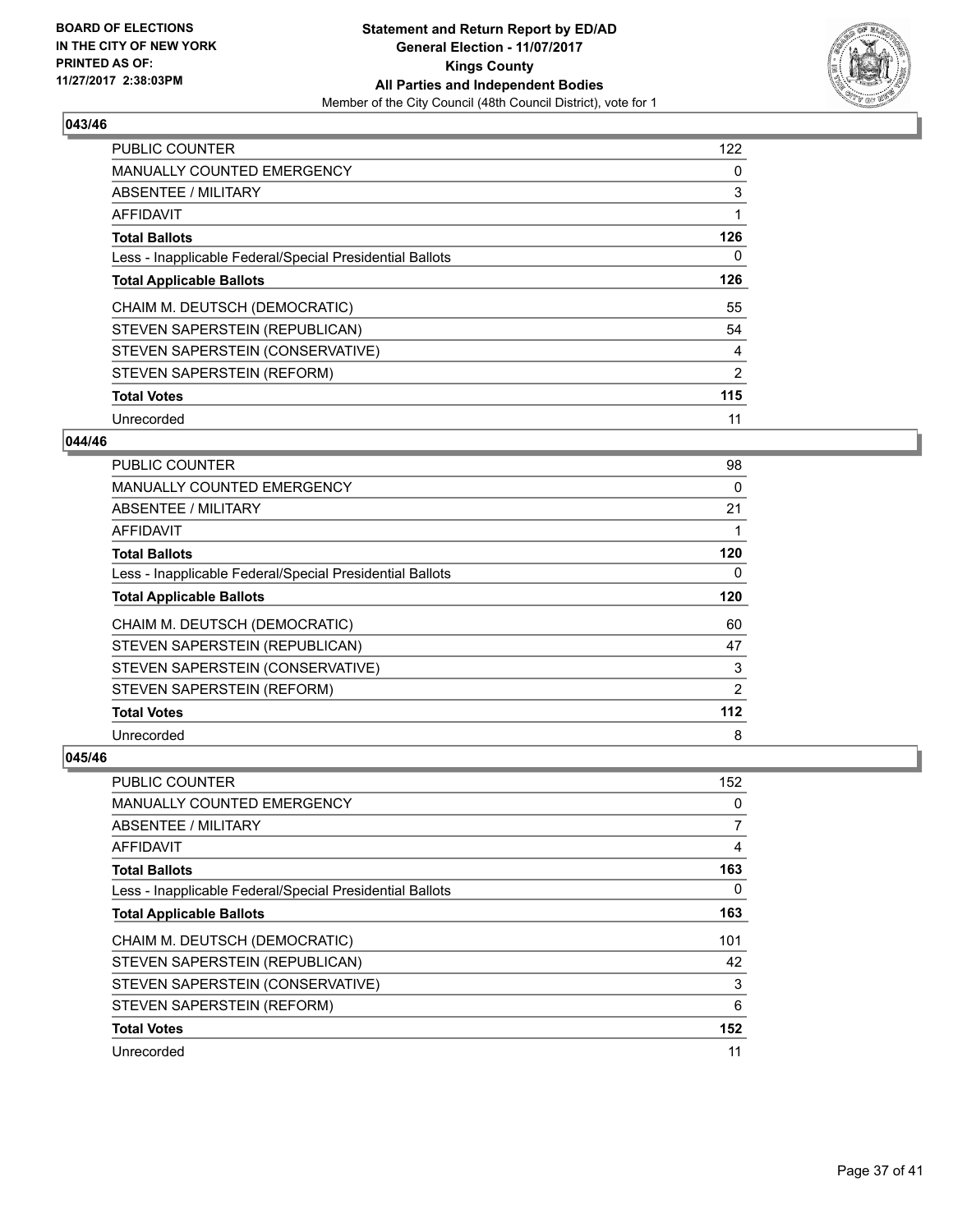**BOARD OF ELECTIONS IN THE CITY OF NEW YORK PRINTED AS OF: 11/27/2017 2:38:03PM**

# Statement and Return Report by ED/AD
## General Election - 11/07/2017
## Kings County
## All Parties and Independent Bodies
Member of the City Council (48th Council District), vote for 1

### 043/46

| | |
|---|---|
| PUBLIC COUNTER | 122 |
| MANUALLY COUNTED EMERGENCY | 0 |
| ABSENTEE / MILITARY | 3 |
| AFFIDAVIT | 1 |
| **Total Ballots** | **126** |
| Less - Inapplicable Federal/Special Presidential Ballots | 0 |
| **Total Applicable Ballots** | **126** |
| CHAIM M. DEUTSCH (DEMOCRATIC) | 55 |
| STEVEN SAPERSTEIN (REPUBLICAN) | 54 |
| STEVEN SAPERSTEIN (CONSERVATIVE) | 4 |
| STEVEN SAPERSTEIN (REFORM) | 2 |
| **Total Votes** | **115** |
| Unrecorded | 11 |

### 044/46

| | |
|---|---|
| PUBLIC COUNTER | 98 |
| MANUALLY COUNTED EMERGENCY | 0 |
| ABSENTEE / MILITARY | 21 |
| AFFIDAVIT | 1 |
| **Total Ballots** | **120** |
| Less - Inapplicable Federal/Special Presidential Ballots | 0 |
| **Total Applicable Ballots** | **120** |
| CHAIM M. DEUTSCH (DEMOCRATIC) | 60 |
| STEVEN SAPERSTEIN (REPUBLICAN) | 47 |
| STEVEN SAPERSTEIN (CONSERVATIVE) | 3 |
| STEVEN SAPERSTEIN (REFORM) | 2 |
| **Total Votes** | **112** |
| Unrecorded | 8 |

### 045/46

| | |
|---|---|
| PUBLIC COUNTER | 152 |
| MANUALLY COUNTED EMERGENCY | 0 |
| ABSENTEE / MILITARY | 7 |
| AFFIDAVIT | 4 |
| **Total Ballots** | **163** |
| Less - Inapplicable Federal/Special Presidential Ballots | 0 |
| **Total Applicable Ballots** | **163** |
| CHAIM M. DEUTSCH (DEMOCRATIC) | 101 |
| STEVEN SAPERSTEIN (REPUBLICAN) | 42 |
| STEVEN SAPERSTEIN (CONSERVATIVE) | 3 |
| STEVEN SAPERSTEIN (REFORM) | 6 |
| **Total Votes** | **152** |
| Unrecorded | 11 |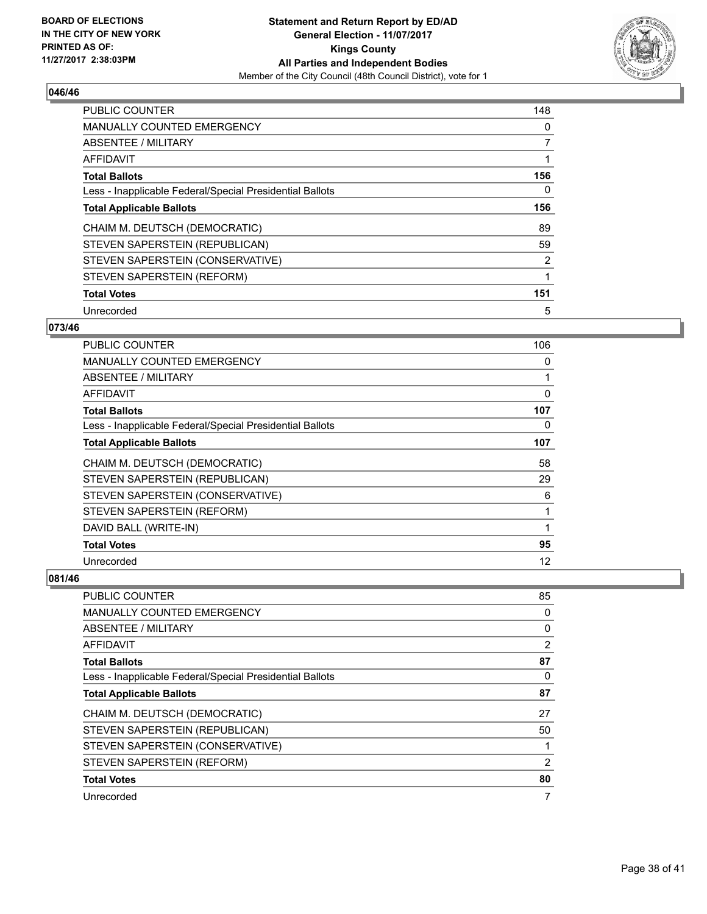**BOARD OF ELECTIONS IN THE CITY OF NEW YORK PRINTED AS OF: 11/27/2017 2:38:03PM**

**Statement and Return Report by ED/AD General Election - 11/07/2017 Kings County All Parties and Independent Bodies**
Member of the City Council (48th Council District), vote for 1

### 046/46

| | |
|---|---|
| PUBLIC COUNTER | 148 |
| MANUALLY COUNTED EMERGENCY | 0 |
| ABSENTEE / MILITARY | 7 |
| AFFIDAVIT | 1 |
| **Total Ballots** | **156** |
| Less - Inapplicable Federal/Special Presidential Ballots | 0 |
| **Total Applicable Ballots** | **156** |
| CHAIM M. DEUTSCH (DEMOCRATIC) | 89 |
| STEVEN SAPERSTEIN (REPUBLICAN) | 59 |
| STEVEN SAPERSTEIN (CONSERVATIVE) | 2 |
| STEVEN SAPERSTEIN (REFORM) | 1 |
| **Total Votes** | **151** |
| Unrecorded | 5 |

### 073/46

| | |
|---|---|
| PUBLIC COUNTER | 106 |
| MANUALLY COUNTED EMERGENCY | 0 |
| ABSENTEE / MILITARY | 1 |
| AFFIDAVIT | 0 |
| **Total Ballots** | **107** |
| Less - Inapplicable Federal/Special Presidential Ballots | 0 |
| **Total Applicable Ballots** | **107** |
| CHAIM M. DEUTSCH (DEMOCRATIC) | 58 |
| STEVEN SAPERSTEIN (REPUBLICAN) | 29 |
| STEVEN SAPERSTEIN (CONSERVATIVE) | 6 |
| STEVEN SAPERSTEIN (REFORM) | 1 |
| DAVID BALL (WRITE-IN) | 1 |
| **Total Votes** | **95** |
| Unrecorded | 12 |

### 081/46

| | |
|---|---|
| PUBLIC COUNTER | 85 |
| MANUALLY COUNTED EMERGENCY | 0 |
| ABSENTEE / MILITARY | 0 |
| AFFIDAVIT | 2 |
| **Total Ballots** | **87** |
| Less - Inapplicable Federal/Special Presidential Ballots | 0 |
| **Total Applicable Ballots** | **87** |
| CHAIM M. DEUTSCH (DEMOCRATIC) | 27 |
| STEVEN SAPERSTEIN (REPUBLICAN) | 50 |
| STEVEN SAPERSTEIN (CONSERVATIVE) | 1 |
| STEVEN SAPERSTEIN (REFORM) | 2 |
| **Total Votes** | **80** |
| Unrecorded | 7 |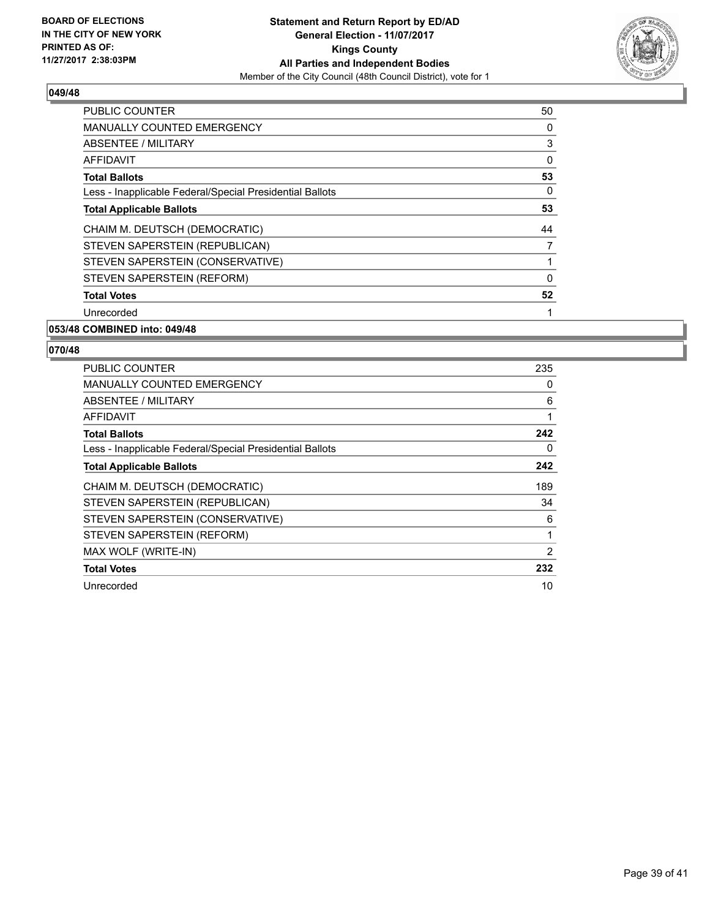**BOARD OF ELECTIONS IN THE CITY OF NEW YORK PRINTED AS OF: 11/27/2017 2:38:03PM**

**Statement and Return Report by ED/AD General Election - 11/07/2017 Kings County All Parties and Independent Bodies**

Member of the City Council (48th Council District), vote for 1

### 049/48

| | |
|---|---|
| PUBLIC COUNTER | 50 |
| MANUALLY COUNTED EMERGENCY | 0 |
| ABSENTEE / MILITARY | 3 |
| AFFIDAVIT | 0 |
| **Total Ballots** | **53** |
| Less - Inapplicable Federal/Special Presidential Ballots | 0 |
| **Total Applicable Ballots** | **53** |
| CHAIM M. DEUTSCH (DEMOCRATIC) | 44 |
| STEVEN SAPERSTEIN (REPUBLICAN) | 7 |
| STEVEN SAPERSTEIN (CONSERVATIVE) | 1 |
| STEVEN SAPERSTEIN (REFORM) | 0 |
| **Total Votes** | **52** |
| Unrecorded | 1 |

### 053/48 COMBINED into: 049/48

### 070/48

| | |
|---|---|
| PUBLIC COUNTER | 235 |
| MANUALLY COUNTED EMERGENCY | 0 |
| ABSENTEE / MILITARY | 6 |
| AFFIDAVIT | 1 |
| **Total Ballots** | **242** |
| Less - Inapplicable Federal/Special Presidential Ballots | 0 |
| **Total Applicable Ballots** | **242** |
| CHAIM M. DEUTSCH (DEMOCRATIC) | 189 |
| STEVEN SAPERSTEIN (REPUBLICAN) | 34 |
| STEVEN SAPERSTEIN (CONSERVATIVE) | 6 |
| STEVEN SAPERSTEIN (REFORM) | 1 |
| MAX WOLF (WRITE-IN) | 2 |
| **Total Votes** | **232** |
| Unrecorded | 10 |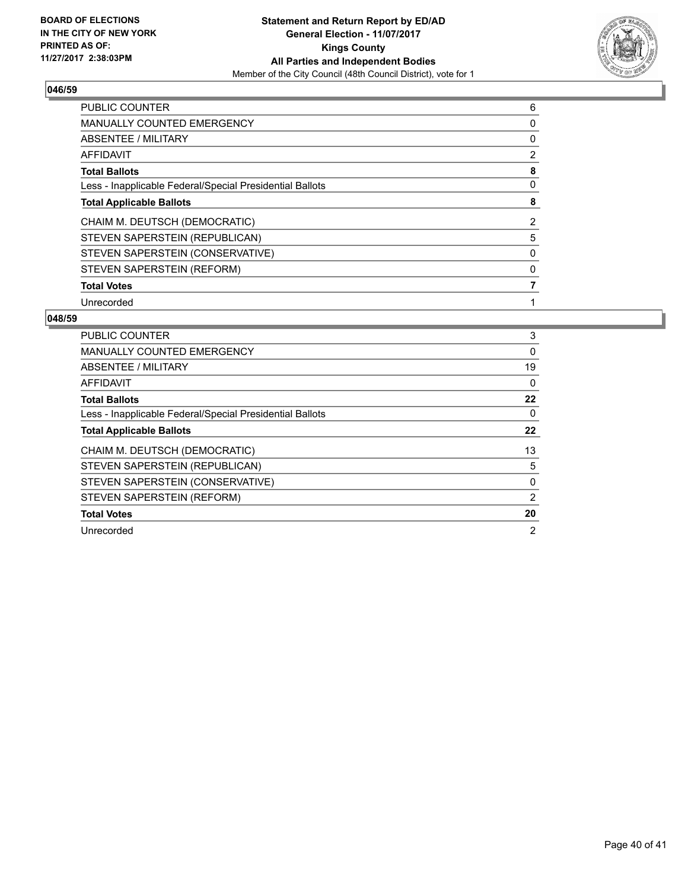## 046/59

| | |
|---|---|
| PUBLIC COUNTER | 6 |
| MANUALLY COUNTED EMERGENCY | 0 |
| ABSENTEE / MILITARY | 0 |
| AFFIDAVIT | 2 |
| **Total Ballots** | **8** |
| Less - Inapplicable Federal/Special Presidential Ballots | 0 |
| **Total Applicable Ballots** | **8** |
| CHAIM M. DEUTSCH (DEMOCRATIC) | 2 |
| STEVEN SAPERSTEIN (REPUBLICAN) | 5 |
| STEVEN SAPERSTEIN (CONSERVATIVE) | 0 |
| STEVEN SAPERSTEIN (REFORM) | 0 |
| **Total Votes** | **7** |
| Unrecorded | 1 |

## 048/59

| | |
|---|---|
| PUBLIC COUNTER | 3 |
| MANUALLY COUNTED EMERGENCY | 0 |
| ABSENTEE / MILITARY | 19 |
| AFFIDAVIT | 0 |
| **Total Ballots** | **22** |
| Less - Inapplicable Federal/Special Presidential Ballots | 0 |
| **Total Applicable Ballots** | **22** |
| CHAIM M. DEUTSCH (DEMOCRATIC) | 13 |
| STEVEN SAPERSTEIN (REPUBLICAN) | 5 |
| STEVEN SAPERSTEIN (CONSERVATIVE) | 0 |
| STEVEN SAPERSTEIN (REFORM) | 2 |
| **Total Votes** | **20** |
| Unrecorded | 2 |